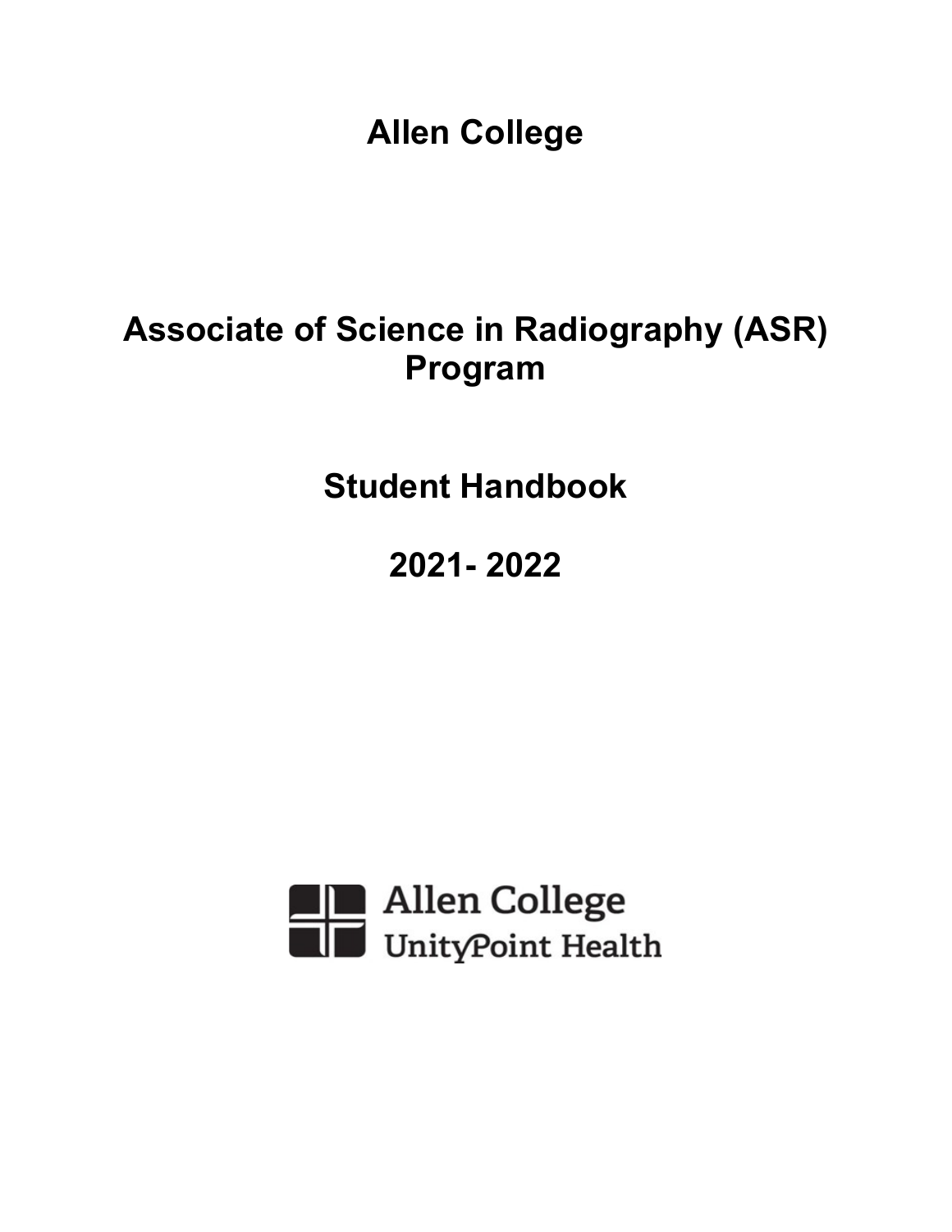# Allen College

# Associate of Science in Radiography (ASR) Program

# Student Handbook

# 2021- 2022

Allen College
UnityPoint Health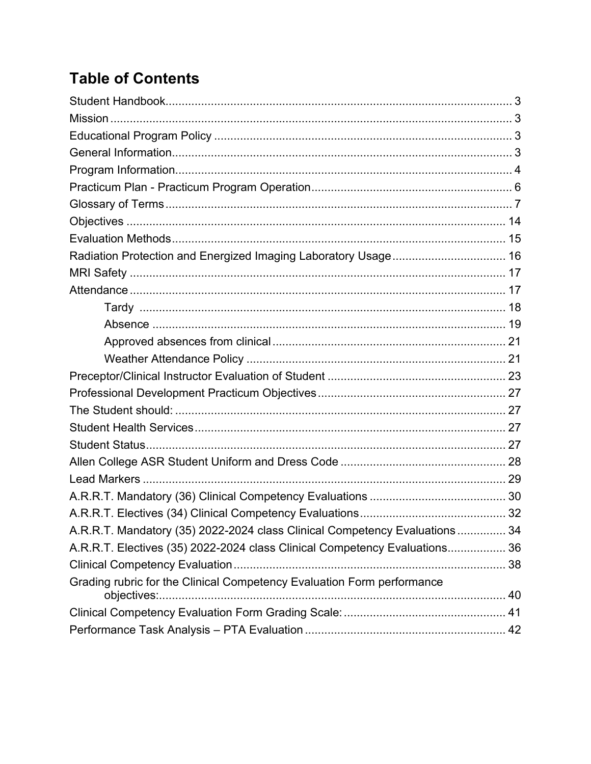# Table of Contents

Student Handbook........................................................................................................... 3
Mission ........................................................................................................................... 3
Educational Program Policy ........................................................................................... 3
General Information......................................................................................................... 3
Program Information........................................................................................................ 4
Practicum Plan - Practicum Program Operation.............................................................. 6
Glossary of Terms ............................................................................................................ 7
Objectives ...................................................................................................................... 14
Evaluation Methods........................................................................................................ 15
Radiation Protection and Energized Imaging Laboratory Usage.................................... 16
MRI Safety ..................................................................................................................... 17
Attendance ..................................................................................................................... 17
    Tardy ........................................................................................................................ 18
    Absence .................................................................................................................... 19
    Approved absences from clinical ............................................................................. 21
    Weather Attendance Policy ...................................................................................... 21
Preceptor/Clinical Instructor Evaluation of Student ....................................................... 23
Professional Development Practicum Objectives .......................................................... 27
The Student should: ....................................................................................................... 27
Student Health Services.................................................................................................. 27
Student Status................................................................................................................. 27
Allen College ASR Student Uniform and Dress Code .................................................... 28
Lead Markers .................................................................................................................. 29
A.R.R.T. Mandatory (36) Clinical Competency Evaluations ........................................... 30
A.R.R.T. Electives (34) Clinical Competency Evaluations.............................................. 32
A.R.R.T. Mandatory (35) 2022-2024 class Clinical Competency Evaluations ................ 34
A.R.R.T. Electives (35) 2022-2024 class Clinical Competency Evaluations.................. 36
Clinical Competency Evaluation..................................................................................... 38
Grading rubric for the Clinical Competency Evaluation Form performance objectives:... 40
Clinical Competency Evaluation Form Grading Scale: ................................................... 41
Performance Task Analysis – PTA Evaluation ............................................................... 42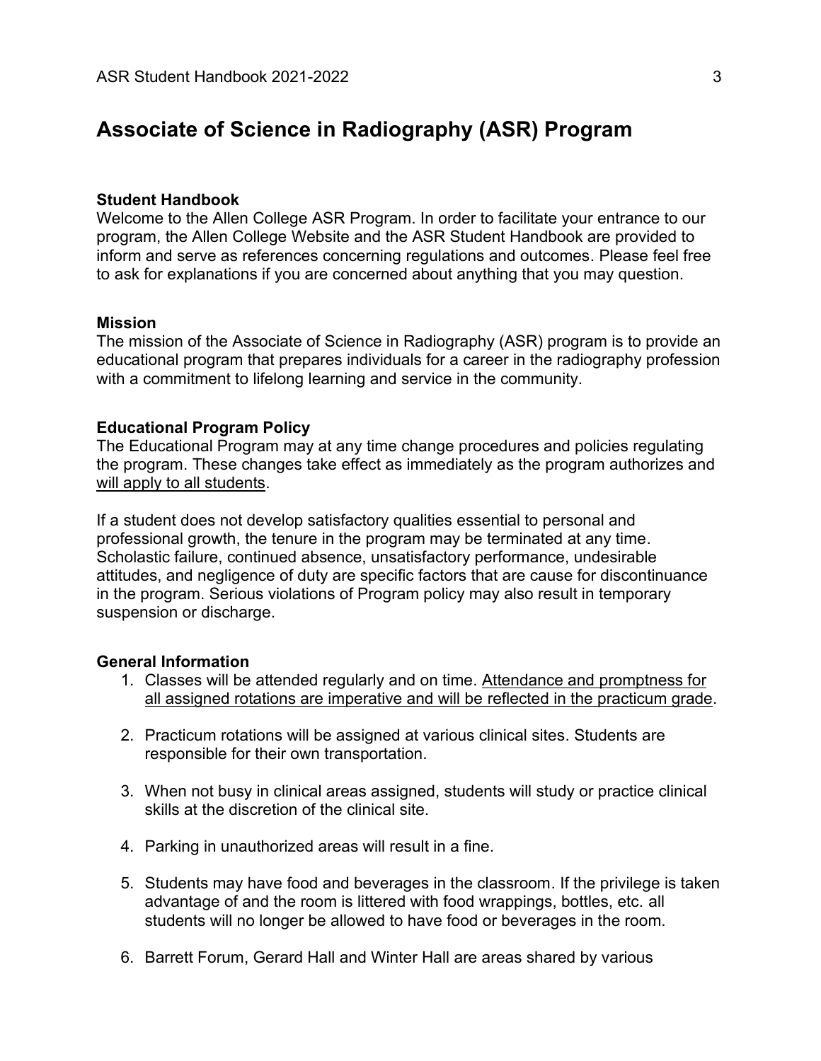# Associate of Science in Radiography (ASR) Program

**Student Handbook**
Welcome to the Allen College ASR Program. In order to facilitate your entrance to our program, the Allen College Website and the ASR Student Handbook are provided to inform and serve as references concerning regulations and outcomes. Please feel free to ask for explanations if you are concerned about anything that you may question.

**Mission**
The mission of the Associate of Science in Radiography (ASR) program is to provide an educational program that prepares individuals for a career in the radiography profession with a commitment to lifelong learning and service in the community.

**Educational Program Policy**
The Educational Program may at any time change procedures and policies regulating the program. These changes take effect as immediately as the program authorizes and <u>will apply to all students</u>.

If a student does not develop satisfactory qualities essential to personal and professional growth, the tenure in the program may be terminated at any time. Scholastic failure, continued absence, unsatisfactory performance, undesirable attitudes, and negligence of duty are specific factors that are cause for discontinuance in the program. Serious violations of Program policy may also result in temporary suspension or discharge.

**General Information**

1. Classes will be attended regularly and on time. <u>Attendance and promptness for all assigned rotations are imperative and will be reflected in the practicum grade</u>.

2. Practicum rotations will be assigned at various clinical sites. Students are responsible for their own transportation.

3. When not busy in clinical areas assigned, students will study or practice clinical skills at the discretion of the clinical site.

4. Parking in unauthorized areas will result in a fine.

5. Students may have food and beverages in the classroom. If the privilege is taken advantage of and the room is littered with food wrappings, bottles, etc. all students will no longer be allowed to have food or beverages in the room.

6. Barrett Forum, Gerard Hall and Winter Hall are areas shared by various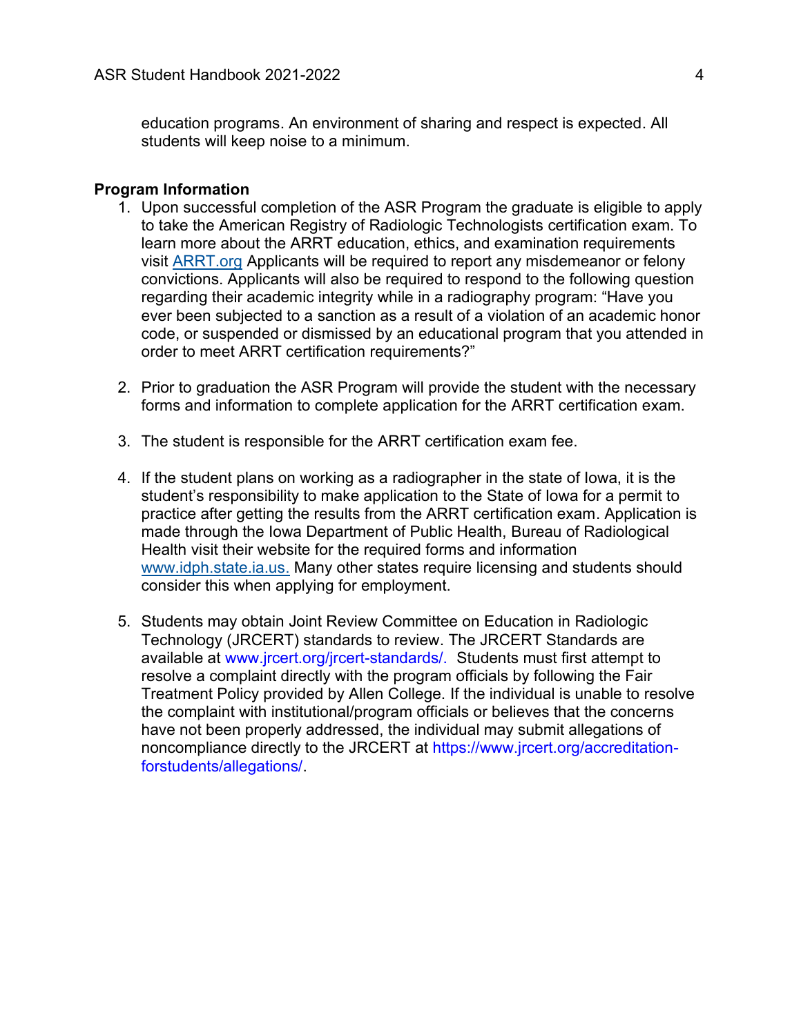education programs. An environment of sharing and respect is expected. All students will keep noise to a minimum.

**Program Information**

1. Upon successful completion of the ASR Program the graduate is eligible to apply to take the American Registry of Radiologic Technologists certification exam. To learn more about the ARRT education, ethics, and examination requirements visit [ARRT.org](ARRT.org) Applicants will be required to report any misdemeanor or felony convictions. Applicants will also be required to respond to the following question regarding their academic integrity while in a radiography program: “Have you ever been subjected to a sanction as a result of a violation of an academic honor code, or suspended or dismissed by an educational program that you attended in order to meet ARRT certification requirements?”

2. Prior to graduation the ASR Program will provide the student with the necessary forms and information to complete application for the ARRT certification exam.

3. The student is responsible for the ARRT certification exam fee.

4. If the student plans on working as a radiographer in the state of Iowa, it is the student’s responsibility to make application to the State of Iowa for a permit to practice after getting the results from the ARRT certification exam. Application is made through the Iowa Department of Public Health, Bureau of Radiological Health visit their website for the required forms and information [www.idph.state.ia.us.](www.idph.state.ia.us) Many other states require licensing and students should consider this when applying for employment.

5. Students may obtain Joint Review Committee on Education in Radiologic Technology (JRCERT) standards to review. The JRCERT Standards are available at www.jrcert.org/jrcert-standards/. Students must first attempt to resolve a complaint directly with the program officials by following the Fair Treatment Policy provided by Allen College. If the individual is unable to resolve the complaint with institutional/program officials or believes that the concerns have not been properly addressed, the individual may submit allegations of noncompliance directly to the JRCERT at https://www.jrcert.org/accreditation-forstudents/allegations/.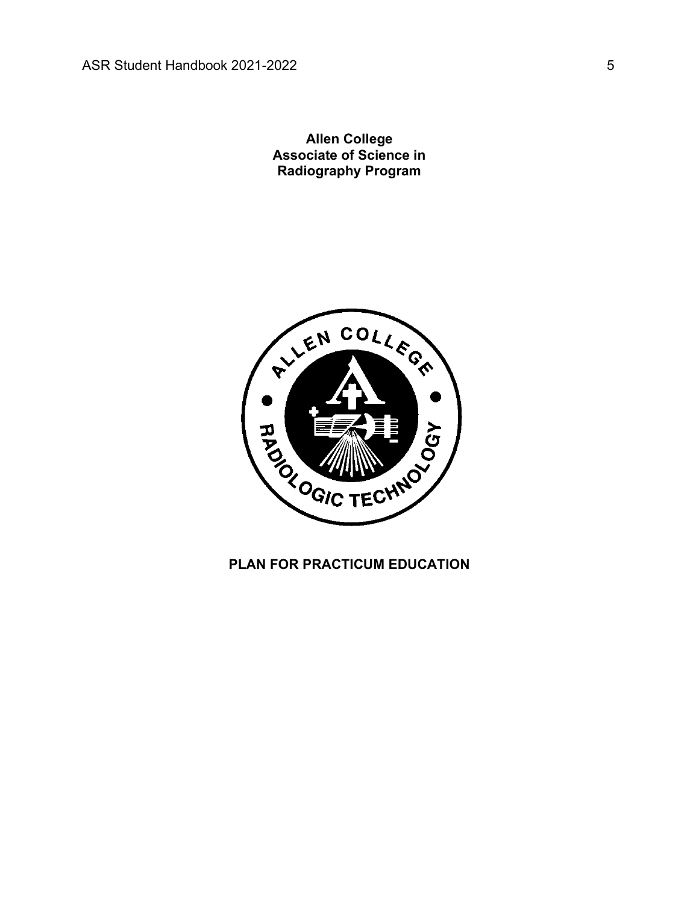**Allen College**
**Associate of Science in**
**Radiography Program**

# PLAN FOR PRACTICUM EDUCATION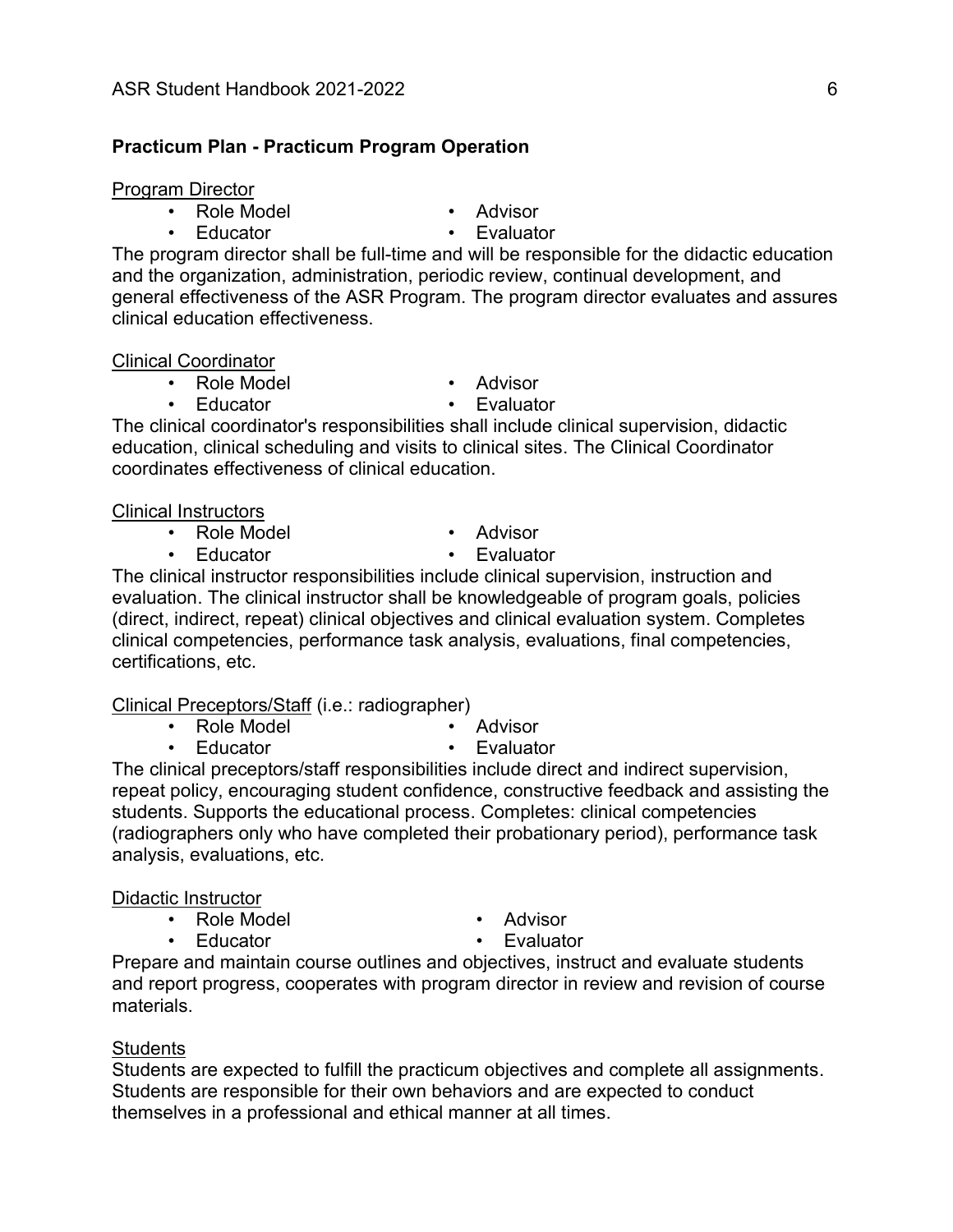## Practicum Plan - Practicum Program Operation

Program Director

- Role Model
- Educator
- Advisor
- Evaluator

The program director shall be full-time and will be responsible for the didactic education and the organization, administration, periodic review, continual development, and general effectiveness of the ASR Program. The program director evaluates and assures clinical education effectiveness.

Clinical Coordinator

- Role Model
- Educator
- Advisor
- Evaluator

The clinical coordinator's responsibilities shall include clinical supervision, didactic education, clinical scheduling and visits to clinical sites. The Clinical Coordinator coordinates effectiveness of clinical education.

Clinical Instructors

- Role Model
- Educator
- Advisor
- Evaluator

The clinical instructor responsibilities include clinical supervision, instruction and evaluation. The clinical instructor shall be knowledgeable of program goals, policies (direct, indirect, repeat) clinical objectives and clinical evaluation system. Completes clinical competencies, performance task analysis, evaluations, final competencies, certifications, etc.

Clinical Preceptors/Staff (i.e.: radiographer)

- Role Model
- Educator
- Advisor
- Evaluator

The clinical preceptors/staff responsibilities include direct and indirect supervision, repeat policy, encouraging student confidence, constructive feedback and assisting the students. Supports the educational process. Completes: clinical competencies (radiographers only who have completed their probationary period), performance task analysis, evaluations, etc.

Didactic Instructor

- Role Model
- Educator
- Advisor
- Evaluator

Prepare and maintain course outlines and objectives, instruct and evaluate students and report progress, cooperates with program director in review and revision of course materials.

Students

Students are expected to fulfill the practicum objectives and complete all assignments. Students are responsible for their own behaviors and are expected to conduct themselves in a professional and ethical manner at all times.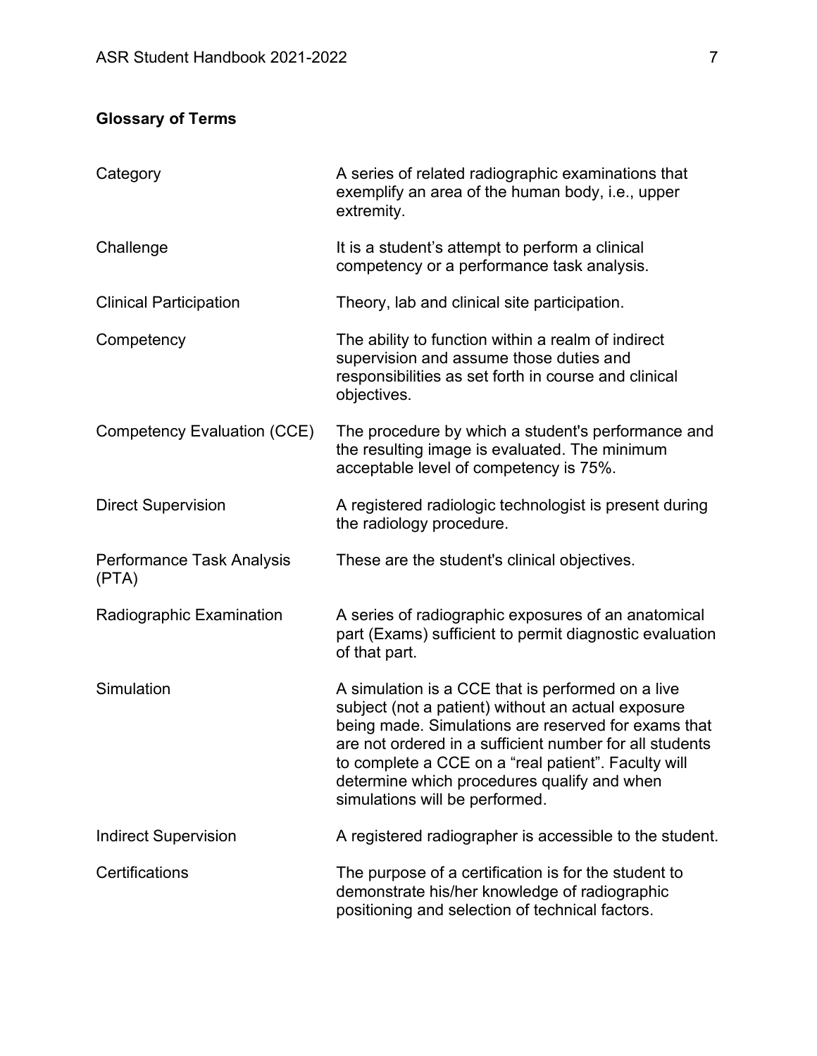## Glossary of Terms

| Term | Definition |
| --- | --- |
| Category | A series of related radiographic examinations that exemplify an area of the human body, i.e., upper extremity. |
| Challenge | It is a student's attempt to perform a clinical competency or a performance task analysis. |
| Clinical Participation | Theory, lab and clinical site participation. |
| Competency | The ability to function within a realm of indirect supervision and assume those duties and responsibilities as set forth in course and clinical objectives. |
| Competency Evaluation (CCE) | The procedure by which a student's performance and the resulting image is evaluated. The minimum acceptable level of competency is 75%. |
| Direct Supervision | A registered radiologic technologist is present during the radiology procedure. |
| Performance Task Analysis (PTA) | These are the student's clinical objectives. |
| Radiographic Examination | A series of radiographic exposures of an anatomical part (Exams) sufficient to permit diagnostic evaluation of that part. |
| Simulation | A simulation is a CCE that is performed on a live subject (not a patient) without an actual exposure being made. Simulations are reserved for exams that are not ordered in a sufficient number for all students to complete a CCE on a "real patient". Faculty will determine which procedures qualify and when simulations will be performed. |
| Indirect Supervision | A registered radiographer is accessible to the student. |
| Certifications | The purpose of a certification is for the student to demonstrate his/her knowledge of radiographic positioning and selection of technical factors. |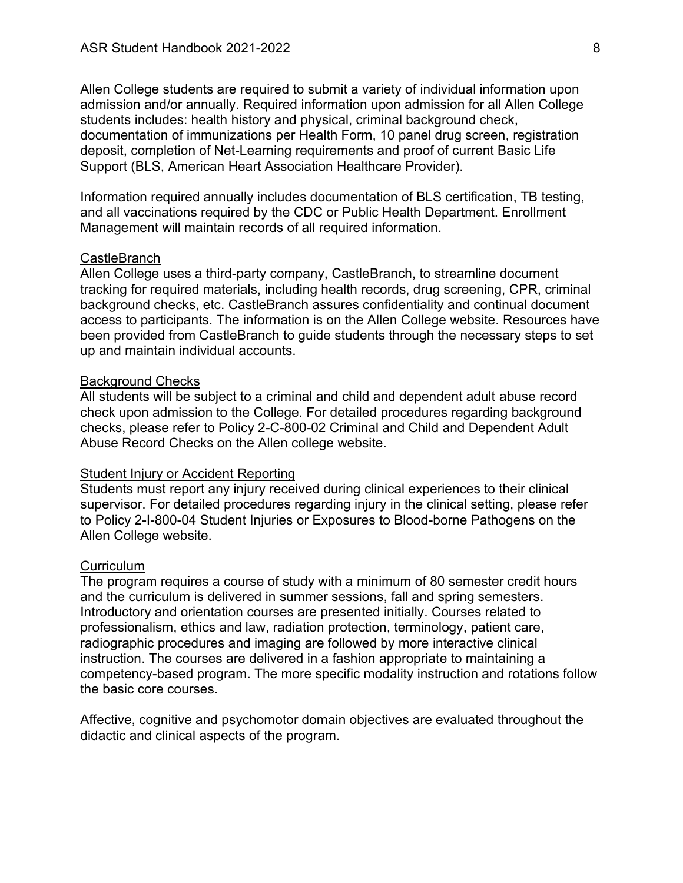Allen College students are required to submit a variety of individual information upon admission and/or annually. Required information upon admission for all Allen College students includes: health history and physical, criminal background check, documentation of immunizations per Health Form, 10 panel drug screen, registration deposit, completion of Net-Learning requirements and proof of current Basic Life Support (BLS, American Heart Association Healthcare Provider).

Information required annually includes documentation of BLS certification, TB testing, and all vaccinations required by the CDC or Public Health Department. Enrollment Management will maintain records of all required information.

### CastleBranch

Allen College uses a third-party company, CastleBranch, to streamline document tracking for required materials, including health records, drug screening, CPR, criminal background checks, etc. CastleBranch assures confidentiality and continual document access to participants. The information is on the Allen College website. Resources have been provided from CastleBranch to guide students through the necessary steps to set up and maintain individual accounts.

### Background Checks

All students will be subject to a criminal and child and dependent adult abuse record check upon admission to the College. For detailed procedures regarding background checks, please refer to Policy 2-C-800-02 Criminal and Child and Dependent Adult Abuse Record Checks on the Allen college website.

### Student Injury or Accident Reporting

Students must report any injury received during clinical experiences to their clinical supervisor. For detailed procedures regarding injury in the clinical setting, please refer to Policy 2-I-800-04 Student Injuries or Exposures to Blood-borne Pathogens on the Allen College website.

### Curriculum

The program requires a course of study with a minimum of 80 semester credit hours and the curriculum is delivered in summer sessions, fall and spring semesters. Introductory and orientation courses are presented initially. Courses related to professionalism, ethics and law, radiation protection, terminology, patient care, radiographic procedures and imaging are followed by more interactive clinical instruction. The courses are delivered in a fashion appropriate to maintaining a competency-based program. The more specific modality instruction and rotations follow the basic core courses.

Affective, cognitive and psychomotor domain objectives are evaluated throughout the didactic and clinical aspects of the program.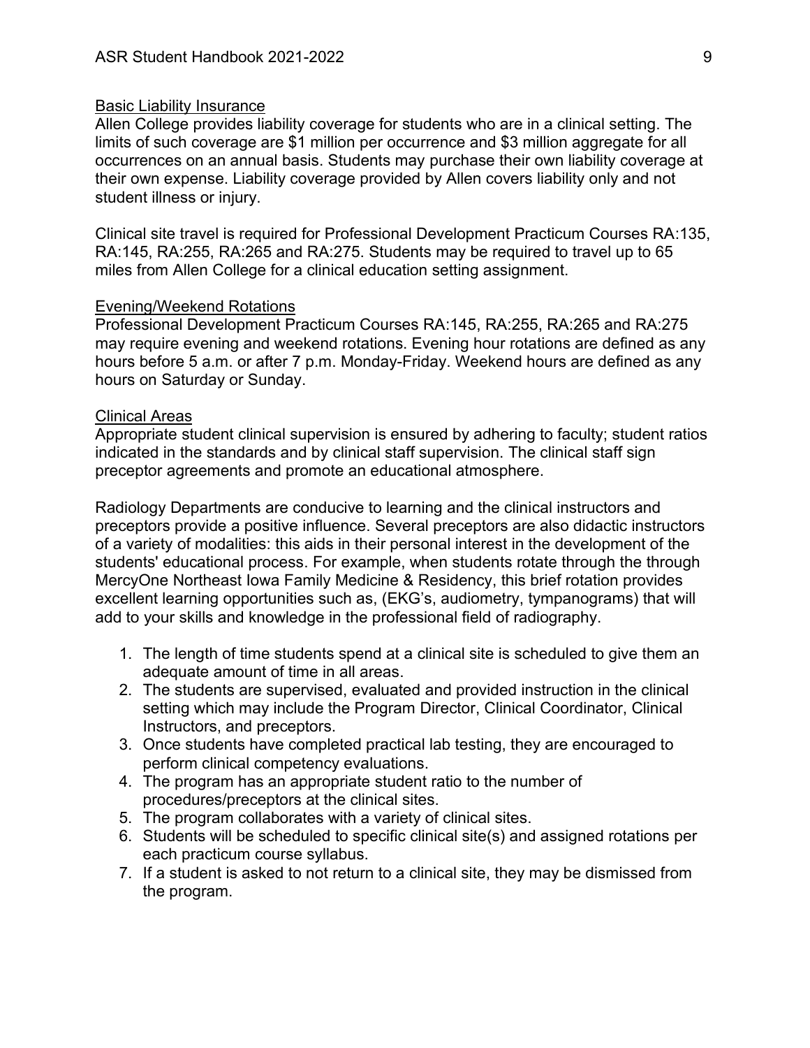<u>Basic Liability Insurance</u>

Allen College provides liability coverage for students who are in a clinical setting. The limits of such coverage are $1 million per occurrence and $3 million aggregate for all occurrences on an annual basis. Students may purchase their own liability coverage at their own expense. Liability coverage provided by Allen covers liability only and not student illness or injury.

Clinical site travel is required for Professional Development Practicum Courses RA:135, RA:145, RA:255, RA:265 and RA:275. Students may be required to travel up to 65 miles from Allen College for a clinical education setting assignment.

<u>Evening/Weekend Rotations</u>

Professional Development Practicum Courses RA:145, RA:255, RA:265 and RA:275 may require evening and weekend rotations. Evening hour rotations are defined as any hours before 5 a.m. or after 7 p.m. Monday-Friday. Weekend hours are defined as any hours on Saturday or Sunday.

<u>Clinical Areas</u>

Appropriate student clinical supervision is ensured by adhering to faculty; student ratios indicated in the standards and by clinical staff supervision. The clinical staff sign preceptor agreements and promote an educational atmosphere.

Radiology Departments are conducive to learning and the clinical instructors and preceptors provide a positive influence. Several preceptors are also didactic instructors of a variety of modalities: this aids in their personal interest in the development of the students' educational process. For example, when students rotate through the through MercyOne Northeast Iowa Family Medicine & Residency, this brief rotation provides excellent learning opportunities such as, (EKG's, audiometry, tympanograms) that will add to your skills and knowledge in the professional field of radiography.

1. The length of time students spend at a clinical site is scheduled to give them an adequate amount of time in all areas.
2. The students are supervised, evaluated and provided instruction in the clinical setting which may include the Program Director, Clinical Coordinator, Clinical Instructors, and preceptors.
3. Once students have completed practical lab testing, they are encouraged to perform clinical competency evaluations.
4. The program has an appropriate student ratio to the number of procedures/preceptors at the clinical sites.
5. The program collaborates with a variety of clinical sites.
6. Students will be scheduled to specific clinical site(s) and assigned rotations per each practicum course syllabus.
7. If a student is asked to not return to a clinical site, they may be dismissed from the program.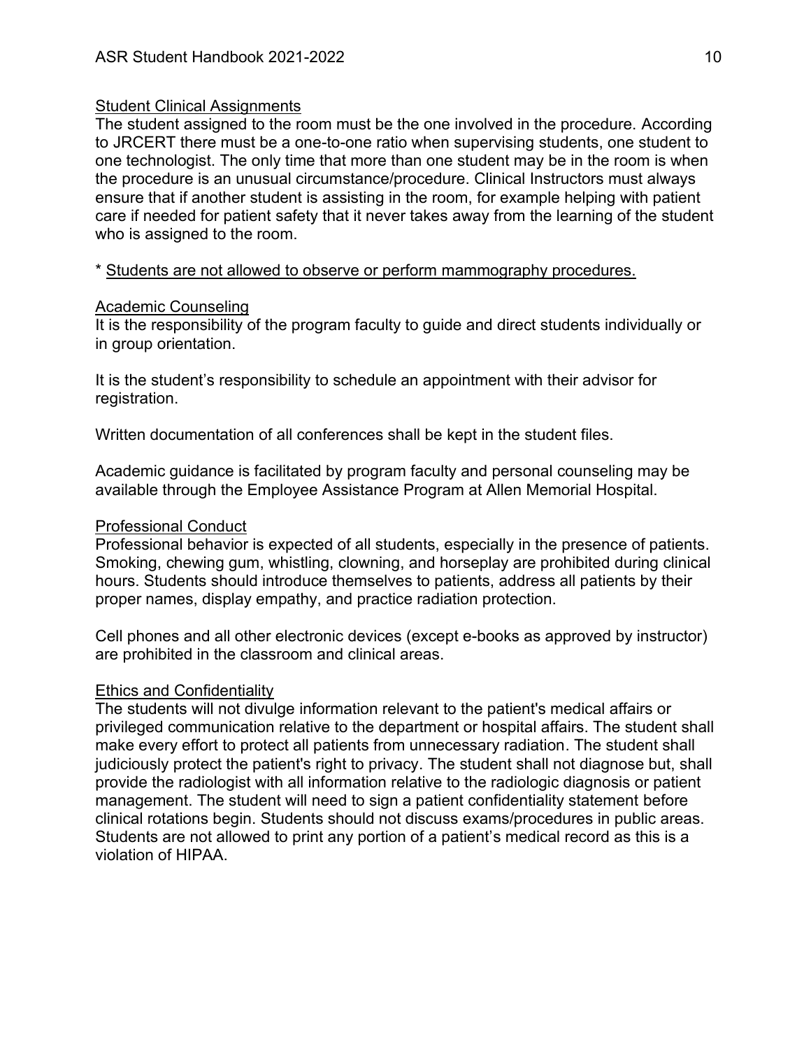## Student Clinical Assignments

The student assigned to the room must be the one involved in the procedure. According to JRCERT there must be a one-to-one ratio when supervising students, one student to one technologist. The only time that more than one student may be in the room is when the procedure is an unusual circumstance/procedure. Clinical Instructors must always ensure that if another student is assisting in the room, for example helping with patient care if needed for patient safety that it never takes away from the learning of the student who is assigned to the room.

* <u>Students are not allowed to observe or perform mammography procedures.</u>

## Academic Counseling

It is the responsibility of the program faculty to guide and direct students individually or in group orientation.

It is the student's responsibility to schedule an appointment with their advisor for registration.

Written documentation of all conferences shall be kept in the student files.

Academic guidance is facilitated by program faculty and personal counseling may be available through the Employee Assistance Program at Allen Memorial Hospital.

## Professional Conduct

Professional behavior is expected of all students, especially in the presence of patients. Smoking, chewing gum, whistling, clowning, and horseplay are prohibited during clinical hours. Students should introduce themselves to patients, address all patients by their proper names, display empathy, and practice radiation protection.

Cell phones and all other electronic devices (except e-books as approved by instructor) are prohibited in the classroom and clinical areas.

## Ethics and Confidentiality

The students will not divulge information relevant to the patient's medical affairs or privileged communication relative to the department or hospital affairs. The student shall make every effort to protect all patients from unnecessary radiation. The student shall judiciously protect the patient's right to privacy. The student shall not diagnose but, shall provide the radiologist with all information relative to the radiologic diagnosis or patient management. The student will need to sign a patient confidentiality statement before clinical rotations begin. Students should not discuss exams/procedures in public areas. Students are not allowed to print any portion of a patient's medical record as this is a violation of HIPAA.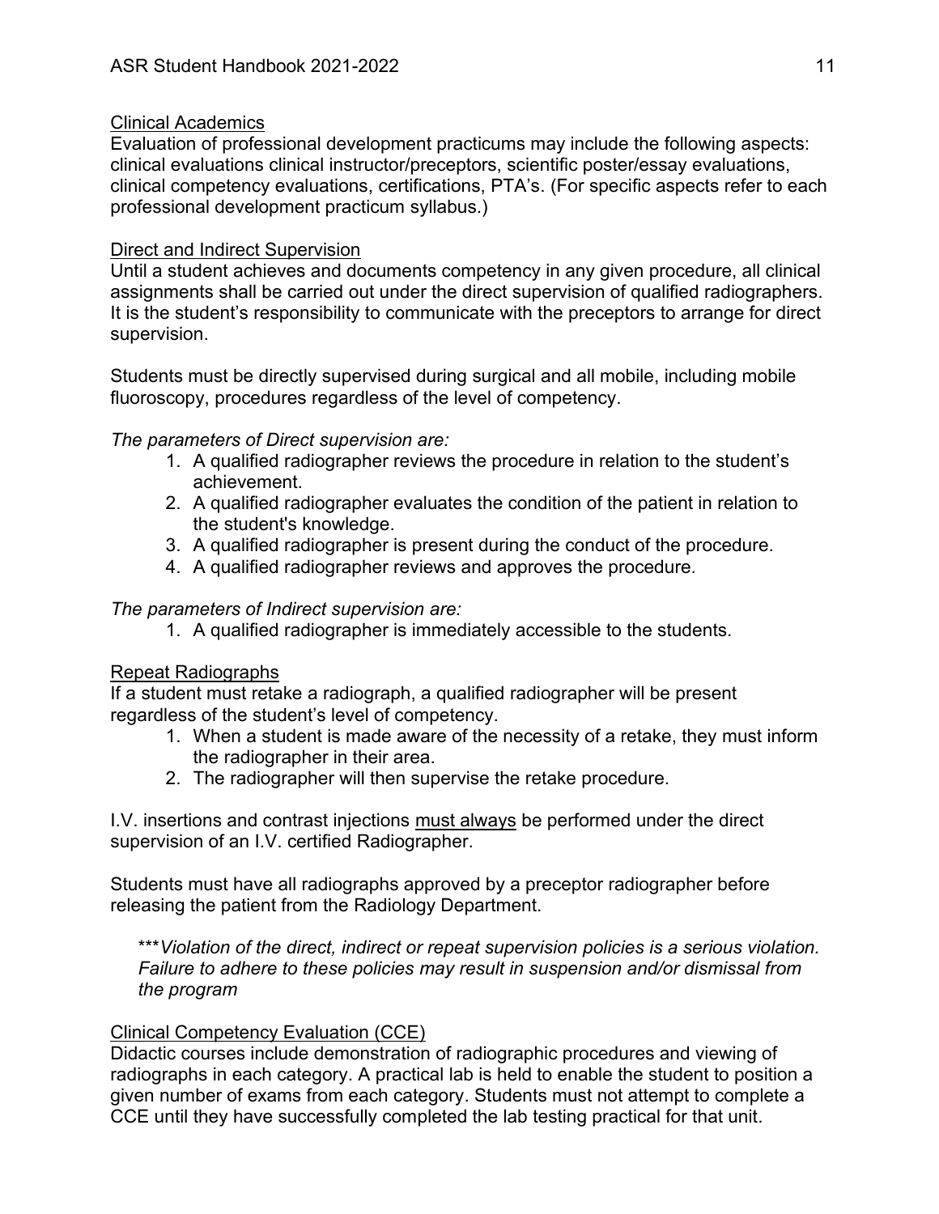## Clinical Academics

Evaluation of professional development practicums may include the following aspects: clinical evaluations clinical instructor/preceptors, scientific poster/essay evaluations, clinical competency evaluations, certifications, PTA's. (For specific aspects refer to each professional development practicum syllabus.)

## Direct and Indirect Supervision

Until a student achieves and documents competency in any given procedure, all clinical assignments shall be carried out under the direct supervision of qualified radiographers. It is the student's responsibility to communicate with the preceptors to arrange for direct supervision.

Students must be directly supervised during surgical and all mobile, including mobile fluoroscopy, procedures regardless of the level of competency.

*The parameters of Direct supervision are:*

1. A qualified radiographer reviews the procedure in relation to the student's achievement.
2. A qualified radiographer evaluates the condition of the patient in relation to the student's knowledge.
3. A qualified radiographer is present during the conduct of the procedure.
4. A qualified radiographer reviews and approves the procedure.

*The parameters of Indirect supervision are:*

1. A qualified radiographer is immediately accessible to the students.

## Repeat Radiographs

If a student must retake a radiograph, a qualified radiographer will be present regardless of the student's level of competency.

1. When a student is made aware of the necessity of a retake, they must inform the radiographer in their area.
2. The radiographer will then supervise the retake procedure.

I.V. insertions and contrast injections <u>must always</u> be performed under the direct supervision of an I.V. certified Radiographer.

Students must have all radiographs approved by a preceptor radiographer before releasing the patient from the Radiology Department.

> ****Violation of the direct, indirect or repeat supervision policies is a serious violation. Failure to adhere to these policies may result in suspension and/or dismissal from the program*

## Clinical Competency Evaluation (CCE)

Didactic courses include demonstration of radiographic procedures and viewing of radiographs in each category. A practical lab is held to enable the student to position a given number of exams from each category. Students must not attempt to complete a CCE until they have successfully completed the lab testing practical for that unit.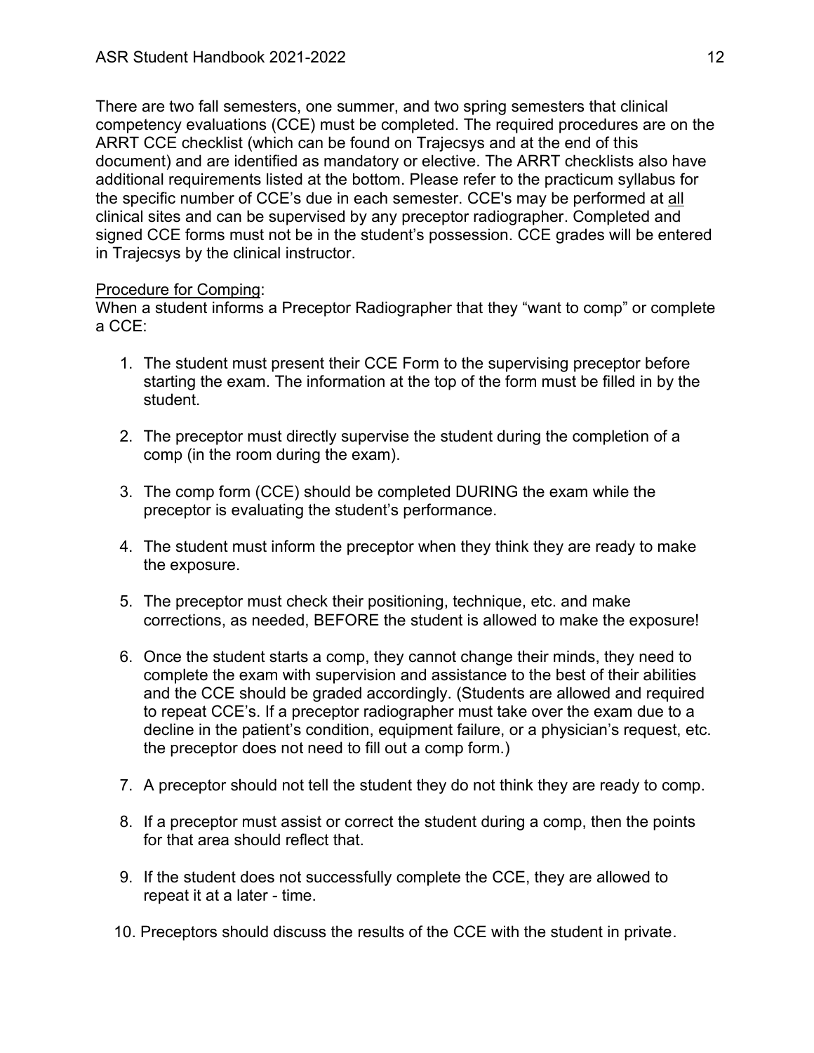There are two fall semesters, one summer, and two spring semesters that clinical competency evaluations (CCE) must be completed. The required procedures are on the ARRT CCE checklist (which can be found on Trajecsys and at the end of this document) and are identified as mandatory or elective. The ARRT checklists also have additional requirements listed at the bottom. Please refer to the practicum syllabus for the specific number of CCE's due in each semester. CCE's may be performed at <u>all</u> clinical sites and can be supervised by any preceptor radiographer. Completed and signed CCE forms must not be in the student's possession. CCE grades will be entered in Trajecsys by the clinical instructor.

<u>Procedure for Comping</u>:

When a student informs a Preceptor Radiographer that they "want to comp" or complete a CCE:

1. The student must present their CCE Form to the supervising preceptor before starting the exam. The information at the top of the form must be filled in by the student.

2. The preceptor must directly supervise the student during the completion of a comp (in the room during the exam).

3. The comp form (CCE) should be completed DURING the exam while the preceptor is evaluating the student's performance.

4. The student must inform the preceptor when they think they are ready to make the exposure.

5. The preceptor must check their positioning, technique, etc. and make corrections, as needed, BEFORE the student is allowed to make the exposure!

6. Once the student starts a comp, they cannot change their minds, they need to complete the exam with supervision and assistance to the best of their abilities and the CCE should be graded accordingly. (Students are allowed and required to repeat CCE's. If a preceptor radiographer must take over the exam due to a decline in the patient's condition, equipment failure, or a physician's request, etc. the preceptor does not need to fill out a comp form.)

7. A preceptor should not tell the student they do not think they are ready to comp.

8. If a preceptor must assist or correct the student during a comp, then the points for that area should reflect that.

9. If the student does not successfully complete the CCE, they are allowed to repeat it at a later - time.

10. Preceptors should discuss the results of the CCE with the student in private.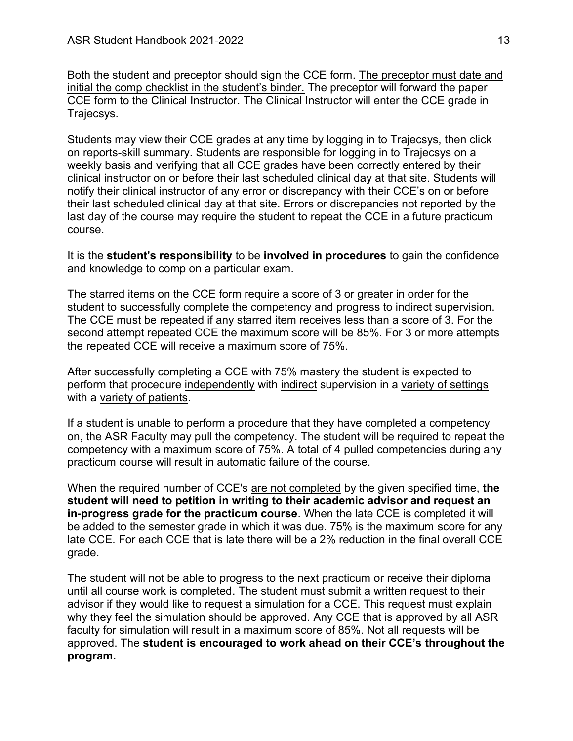Both the student and preceptor should sign the CCE form. <u>The preceptor must date and initial the comp checklist in the student's binder.</u> The preceptor will forward the paper CCE form to the Clinical Instructor. The Clinical Instructor will enter the CCE grade in Trajecsys.

Students may view their CCE grades at any time by logging in to Trajecsys, then click on reports-skill summary. Students are responsible for logging in to Trajecsys on a weekly basis and verifying that all CCE grades have been correctly entered by their clinical instructor on or before their last scheduled clinical day at that site. Students will notify their clinical instructor of any error or discrepancy with their CCE's on or before their last scheduled clinical day at that site. Errors or discrepancies not reported by the last day of the course may require the student to repeat the CCE in a future practicum course.

It is the **student's responsibility** to be **involved in procedures** to gain the confidence and knowledge to comp on a particular exam.

The starred items on the CCE form require a score of 3 or greater in order for the student to successfully complete the competency and progress to indirect supervision. The CCE must be repeated if any starred item receives less than a score of 3. For the second attempt repeated CCE the maximum score will be 85%. For 3 or more attempts the repeated CCE will receive a maximum score of 75%.

After successfully completing a CCE with 75% mastery the student is <u>expected</u> to perform that procedure <u>independently</u> with <u>indirect</u> supervision in a <u>variety of settings</u> with a <u>variety of patients</u>.

If a student is unable to perform a procedure that they have completed a competency on, the ASR Faculty may pull the competency. The student will be required to repeat the competency with a maximum score of 75%. A total of 4 pulled competencies during any practicum course will result in automatic failure of the course.

When the required number of CCE's <u>are not completed</u> by the given specified time, **the student will need to petition in writing to their academic advisor and request an in-progress grade for the practicum course**. When the late CCE is completed it will be added to the semester grade in which it was due. 75% is the maximum score for any late CCE. For each CCE that is late there will be a 2% reduction in the final overall CCE grade.

The student will not be able to progress to the next practicum or receive their diploma until all course work is completed. The student must submit a written request to their advisor if they would like to request a simulation for a CCE. This request must explain why they feel the simulation should be approved. Any CCE that is approved by all ASR faculty for simulation will result in a maximum score of 85%. Not all requests will be approved. The **student is encouraged to work ahead on their CCE's throughout the program.**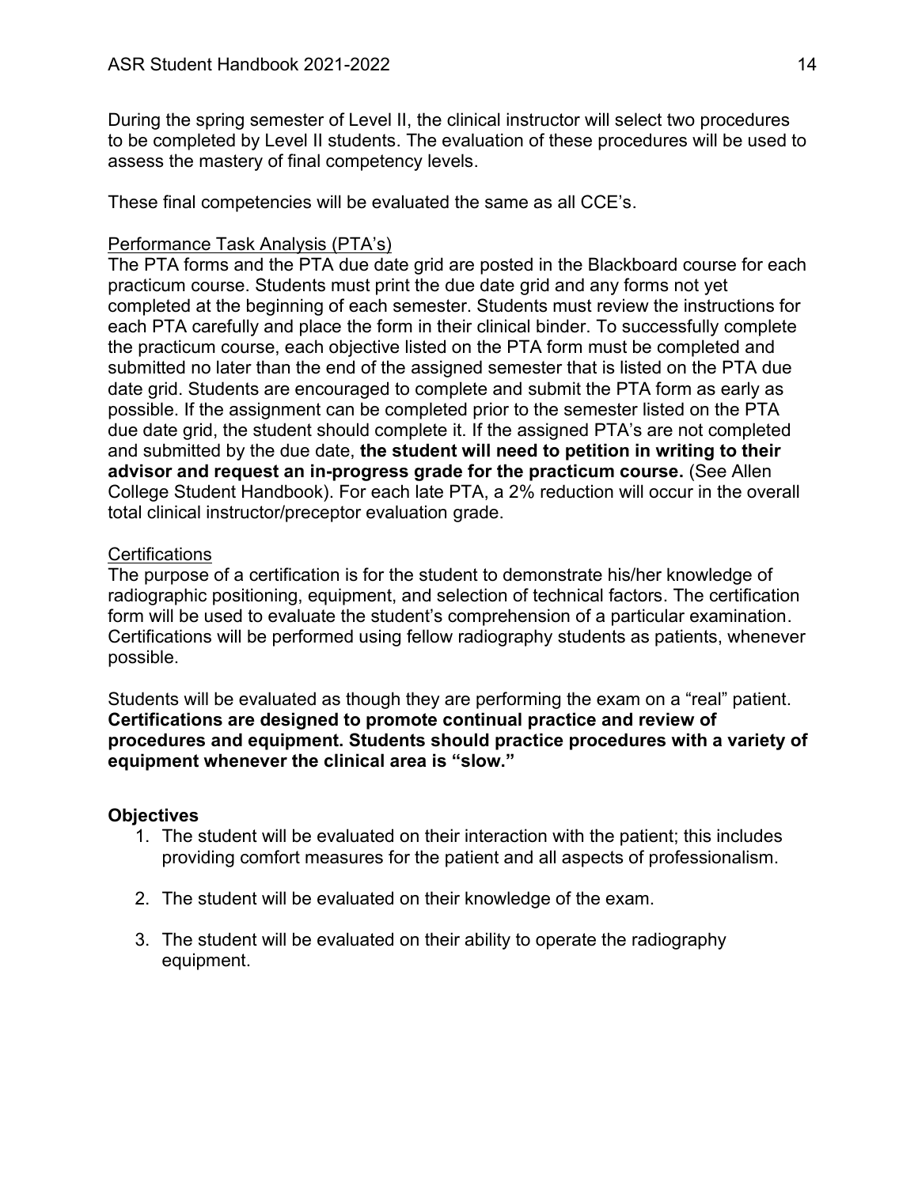During the spring semester of Level II, the clinical instructor will select two procedures to be completed by Level II students. The evaluation of these procedures will be used to assess the mastery of final competency levels.

These final competencies will be evaluated the same as all CCE's.

<u>Performance Task Analysis (PTA's)</u>

The PTA forms and the PTA due date grid are posted in the Blackboard course for each practicum course. Students must print the due date grid and any forms not yet completed at the beginning of each semester. Students must review the instructions for each PTA carefully and place the form in their clinical binder. To successfully complete the practicum course, each objective listed on the PTA form must be completed and submitted no later than the end of the assigned semester that is listed on the PTA due date grid. Students are encouraged to complete and submit the PTA form as early as possible. If the assignment can be completed prior to the semester listed on the PTA due date grid, the student should complete it. If the assigned PTA's are not completed and submitted by the due date, **the student will need to petition in writing to their advisor and request an in-progress grade for the practicum course.** (See Allen College Student Handbook). For each late PTA, a 2% reduction will occur in the overall total clinical instructor/preceptor evaluation grade.

<u>Certifications</u>

The purpose of a certification is for the student to demonstrate his/her knowledge of radiographic positioning, equipment, and selection of technical factors. The certification form will be used to evaluate the student's comprehension of a particular examination. Certifications will be performed using fellow radiography students as patients, whenever possible.

Students will be evaluated as though they are performing the exam on a "real" patient. **Certifications are designed to promote continual practice and review of procedures and equipment. Students should practice procedures with a variety of equipment whenever the clinical area is "slow."**

**Objectives**

1. The student will be evaluated on their interaction with the patient; this includes providing comfort measures for the patient and all aspects of professionalism.

2. The student will be evaluated on their knowledge of the exam.

3. The student will be evaluated on their ability to operate the radiography equipment.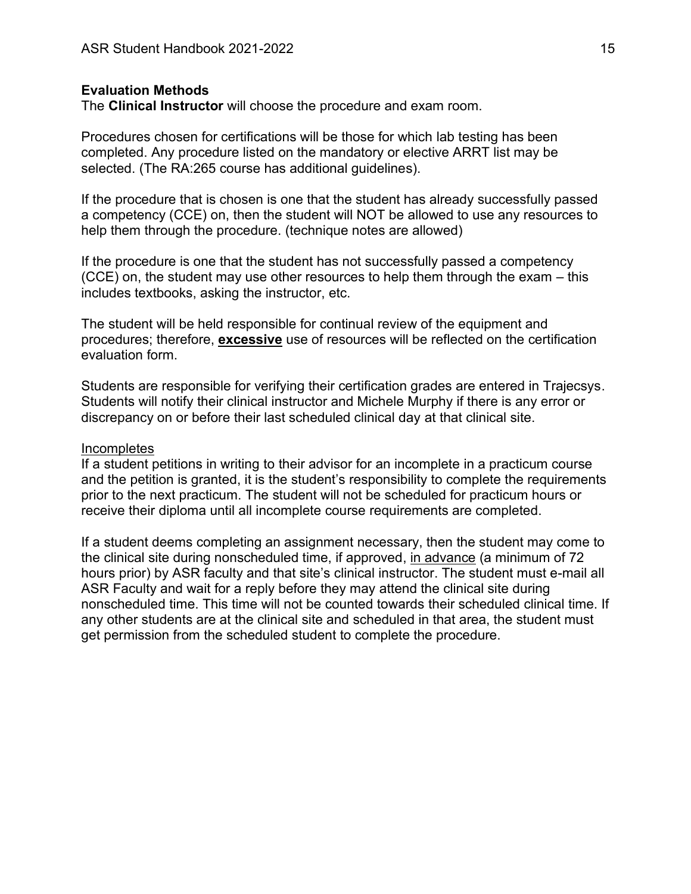**Evaluation Methods**

The **Clinical Instructor** will choose the procedure and exam room.

Procedures chosen for certifications will be those for which lab testing has been completed. Any procedure listed on the mandatory or elective ARRT list may be selected. (The RA:265 course has additional guidelines).

If the procedure that is chosen is one that the student has already successfully passed a competency (CCE) on, then the student will NOT be allowed to use any resources to help them through the procedure. (technique notes are allowed)

If the procedure is one that the student has not successfully passed a competency (CCE) on, the student may use other resources to help them through the exam – this includes textbooks, asking the instructor, etc.

The student will be held responsible for continual review of the equipment and procedures; therefore, <u>**excessive**</u> use of resources will be reflected on the certification evaluation form.

Students are responsible for verifying their certification grades are entered in Trajecsys. Students will notify their clinical instructor and Michele Murphy if there is any error or discrepancy on or before their last scheduled clinical day at that clinical site.

<u>Incompletes</u>

If a student petitions in writing to their advisor for an incomplete in a practicum course and the petition is granted, it is the student's responsibility to complete the requirements prior to the next practicum. The student will not be scheduled for practicum hours or receive their diploma until all incomplete course requirements are completed.

If a student deems completing an assignment necessary, then the student may come to the clinical site during nonscheduled time, if approved, <u>in advance</u> (a minimum of 72 hours prior) by ASR faculty and that site's clinical instructor. The student must e-mail all ASR Faculty and wait for a reply before they may attend the clinical site during nonscheduled time. This time will not be counted towards their scheduled clinical time. If any other students are at the clinical site and scheduled in that area, the student must get permission from the scheduled student to complete the procedure.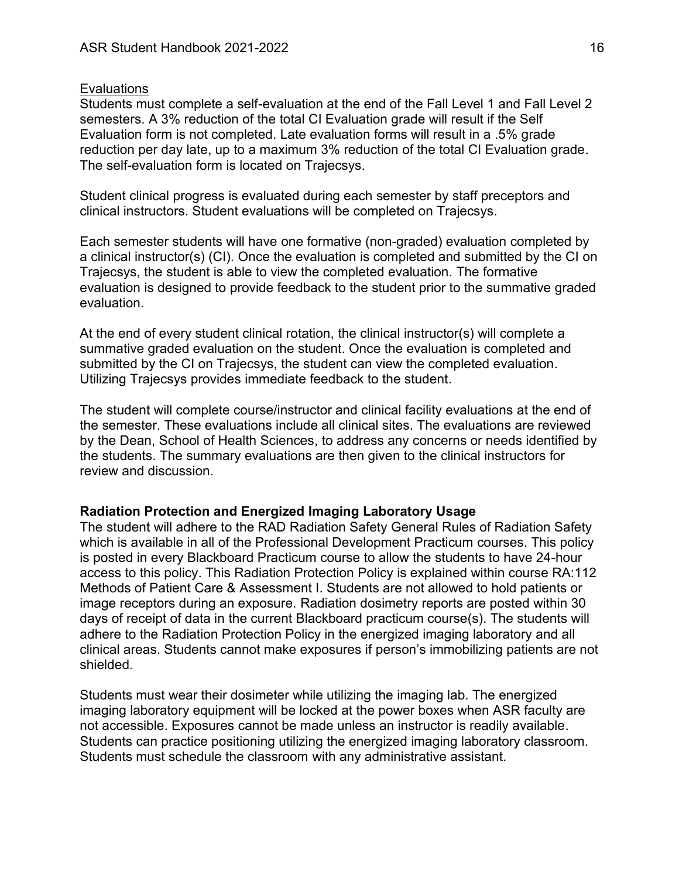<u>Evaluations</u>

Students must complete a self-evaluation at the end of the Fall Level 1 and Fall Level 2 semesters. A 3% reduction of the total CI Evaluation grade will result if the Self Evaluation form is not completed. Late evaluation forms will result in a .5% grade reduction per day late, up to a maximum 3% reduction of the total CI Evaluation grade. The self-evaluation form is located on Trajecsys.

Student clinical progress is evaluated during each semester by staff preceptors and clinical instructors. Student evaluations will be completed on Trajecsys.

Each semester students will have one formative (non-graded) evaluation completed by a clinical instructor(s) (CI). Once the evaluation is completed and submitted by the CI on Trajecsys, the student is able to view the completed evaluation. The formative evaluation is designed to provide feedback to the student prior to the summative graded evaluation.

At the end of every student clinical rotation, the clinical instructor(s) will complete a summative graded evaluation on the student. Once the evaluation is completed and submitted by the CI on Trajecsys, the student can view the completed evaluation. Utilizing Trajecsys provides immediate feedback to the student.

The student will complete course/instructor and clinical facility evaluations at the end of the semester. These evaluations include all clinical sites. The evaluations are reviewed by the Dean, School of Health Sciences, to address any concerns or needs identified by the students. The summary evaluations are then given to the clinical instructors for review and discussion.

**Radiation Protection and Energized Imaging Laboratory Usage**

The student will adhere to the RAD Radiation Safety General Rules of Radiation Safety which is available in all of the Professional Development Practicum courses. This policy is posted in every Blackboard Practicum course to allow the students to have 24-hour access to this policy. This Radiation Protection Policy is explained within course RA:112 Methods of Patient Care & Assessment I. Students are not allowed to hold patients or image receptors during an exposure. Radiation dosimetry reports are posted within 30 days of receipt of data in the current Blackboard practicum course(s). The students will adhere to the Radiation Protection Policy in the energized imaging laboratory and all clinical areas. Students cannot make exposures if person's immobilizing patients are not shielded.

Students must wear their dosimeter while utilizing the imaging lab. The energized imaging laboratory equipment will be locked at the power boxes when ASR faculty are not accessible. Exposures cannot be made unless an instructor is readily available. Students can practice positioning utilizing the energized imaging laboratory classroom. Students must schedule the classroom with any administrative assistant.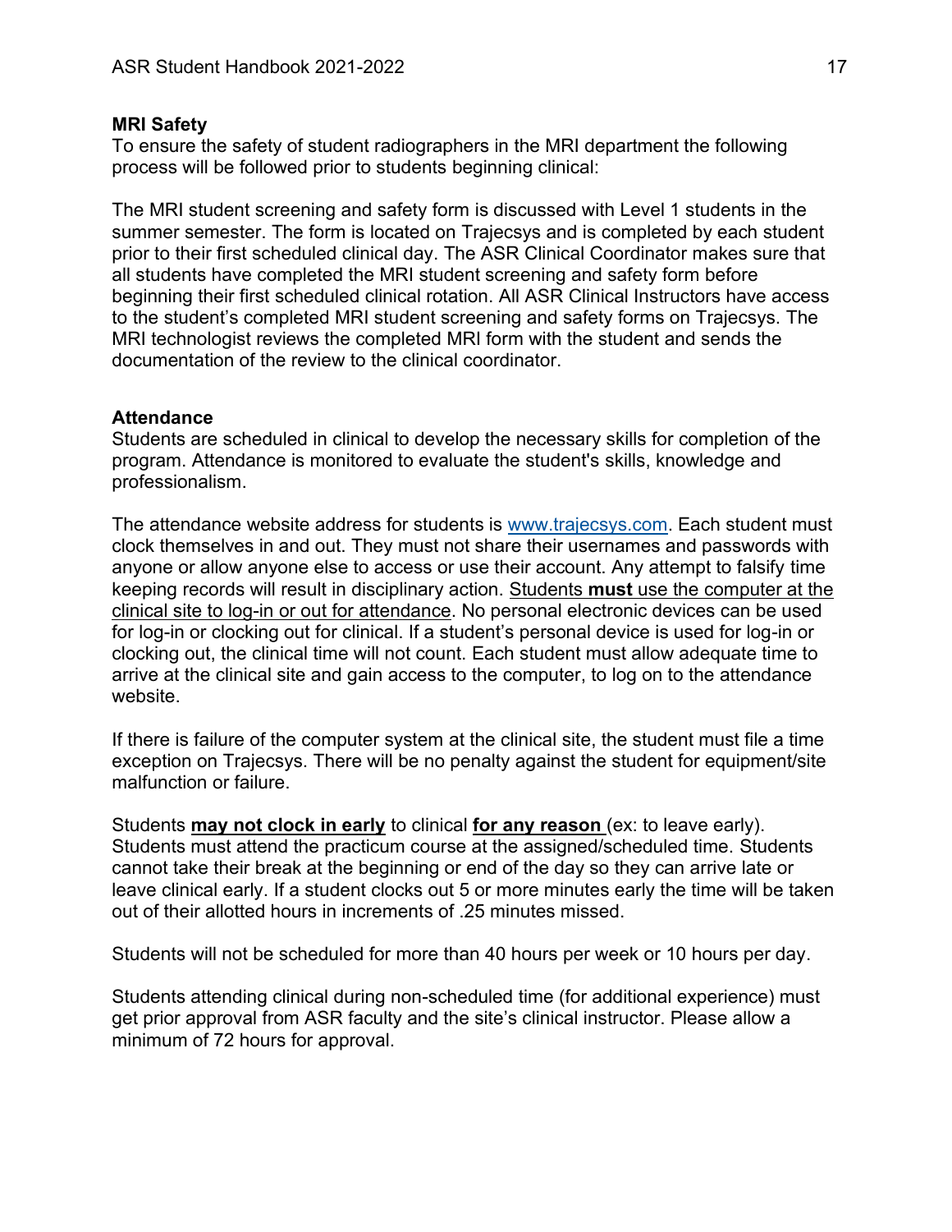### MRI Safety

To ensure the safety of student radiographers in the MRI department the following process will be followed prior to students beginning clinical:

The MRI student screening and safety form is discussed with Level 1 students in the summer semester. The form is located on Trajecsys and is completed by each student prior to their first scheduled clinical day. The ASR Clinical Coordinator makes sure that all students have completed the MRI student screening and safety form before beginning their first scheduled clinical rotation. All ASR Clinical Instructors have access to the student's completed MRI student screening and safety forms on Trajecsys. The MRI technologist reviews the completed MRI form with the student and sends the documentation of the review to the clinical coordinator.

### Attendance

Students are scheduled in clinical to develop the necessary skills for completion of the program. Attendance is monitored to evaluate the student's skills, knowledge and professionalism.

The attendance website address for students is [www.trajecsys.com](http://www.trajecsys.com). Each student must clock themselves in and out. They must not share their usernames and passwords with anyone or allow anyone else to access or use their account. Any attempt to falsify time keeping records will result in disciplinary action. <u>Students **must** use the computer at the clinical site to log-in or out for attendance</u>. No personal electronic devices can be used for log-in or clocking out for clinical. If a student's personal device is used for log-in or clocking out, the clinical time will not count. Each student must allow adequate time to arrive at the clinical site and gain access to the computer, to log on to the attendance website.

If there is failure of the computer system at the clinical site, the student must file a time exception on Trajecsys. There will be no penalty against the student for equipment/site malfunction or failure.

Students <u>**may not clock in early**</u> to clinical <u>**for any reason**</u> (ex: to leave early). Students must attend the practicum course at the assigned/scheduled time. Students cannot take their break at the beginning or end of the day so they can arrive late or leave clinical early. If a student clocks out 5 or more minutes early the time will be taken out of their allotted hours in increments of .25 minutes missed.

Students will not be scheduled for more than 40 hours per week or 10 hours per day.

Students attending clinical during non-scheduled time (for additional experience) must get prior approval from ASR faculty and the site's clinical instructor. Please allow a minimum of 72 hours for approval.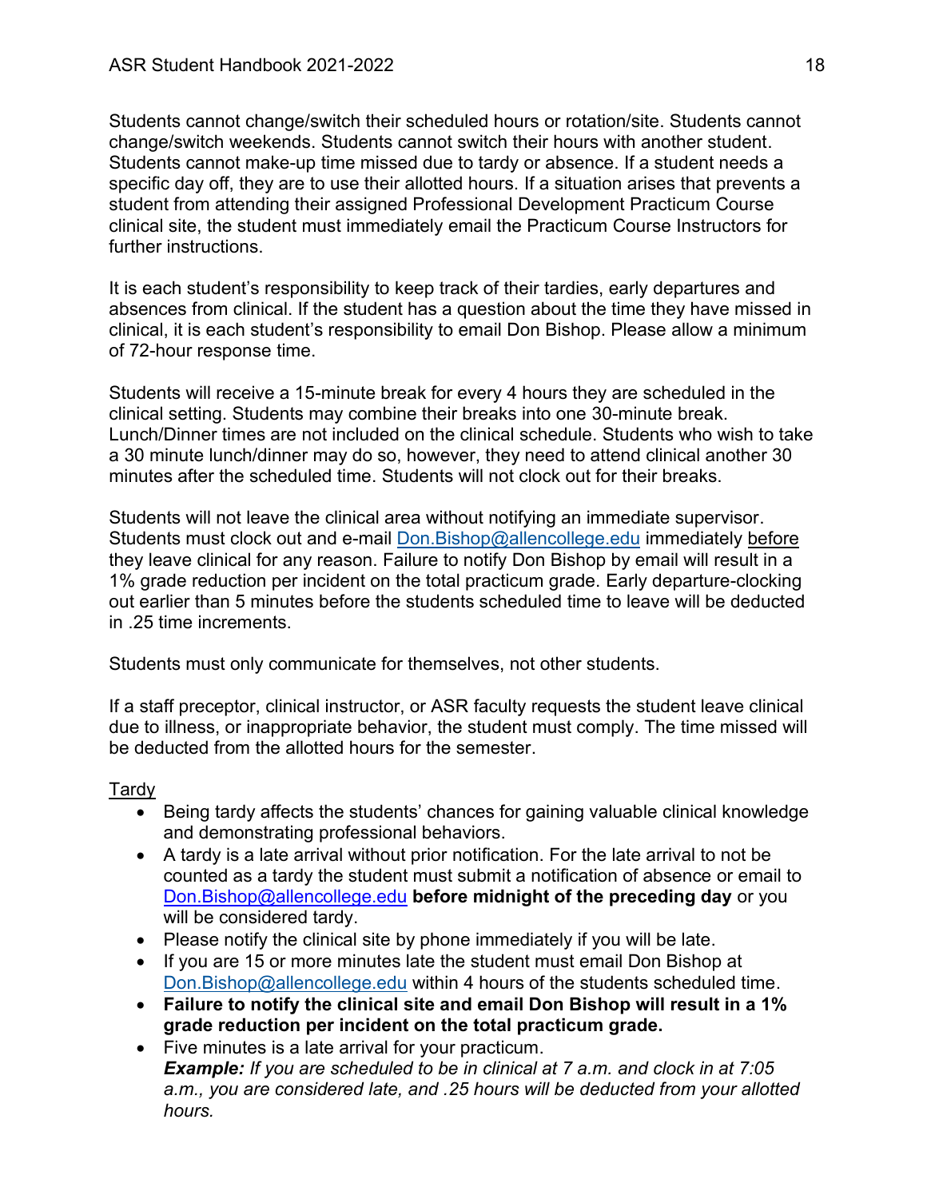Students cannot change/switch their scheduled hours or rotation/site. Students cannot change/switch weekends. Students cannot switch their hours with another student. Students cannot make-up time missed due to tardy or absence. If a student needs a specific day off, they are to use their allotted hours. If a situation arises that prevents a student from attending their assigned Professional Development Practicum Course clinical site, the student must immediately email the Practicum Course Instructors for further instructions.

It is each student's responsibility to keep track of their tardies, early departures and absences from clinical. If the student has a question about the time they have missed in clinical, it is each student's responsibility to email Don Bishop. Please allow a minimum of 72-hour response time.

Students will receive a 15-minute break for every 4 hours they are scheduled in the clinical setting. Students may combine their breaks into one 30-minute break. Lunch/Dinner times are not included on the clinical schedule. Students who wish to take a 30 minute lunch/dinner may do so, however, they need to attend clinical another 30 minutes after the scheduled time. Students will not clock out for their breaks.

Students will not leave the clinical area without notifying an immediate supervisor. Students must clock out and e-mail Don.Bishop@allencollege.edu immediately before they leave clinical for any reason. Failure to notify Don Bishop by email will result in a 1% grade reduction per incident on the total practicum grade. Early departure-clocking out earlier than 5 minutes before the students scheduled time to leave will be deducted in .25 time increments.

Students must only communicate for themselves, not other students.

If a staff preceptor, clinical instructor, or ASR faculty requests the student leave clinical due to illness, or inappropriate behavior, the student must comply. The time missed will be deducted from the allotted hours for the semester.

Tardy

- Being tardy affects the students' chances for gaining valuable clinical knowledge and demonstrating professional behaviors.
- A tardy is a late arrival without prior notification. For the late arrival to not be counted as a tardy the student must submit a notification of absence or email to Don.Bishop@allencollege.edu **before midnight of the preceding day** or you will be considered tardy.
- Please notify the clinical site by phone immediately if you will be late.
- If you are 15 or more minutes late the student must email Don Bishop at Don.Bishop@allencollege.edu within 4 hours of the students scheduled time.
- **Failure to notify the clinical site and email Don Bishop will result in a 1% grade reduction per incident on the total practicum grade.**
- Five minutes is a late arrival for your practicum.
  ***Example:*** *If you are scheduled to be in clinical at 7 a.m. and clock in at 7:05 a.m., you are considered late, and .25 hours will be deducted from your allotted hours.*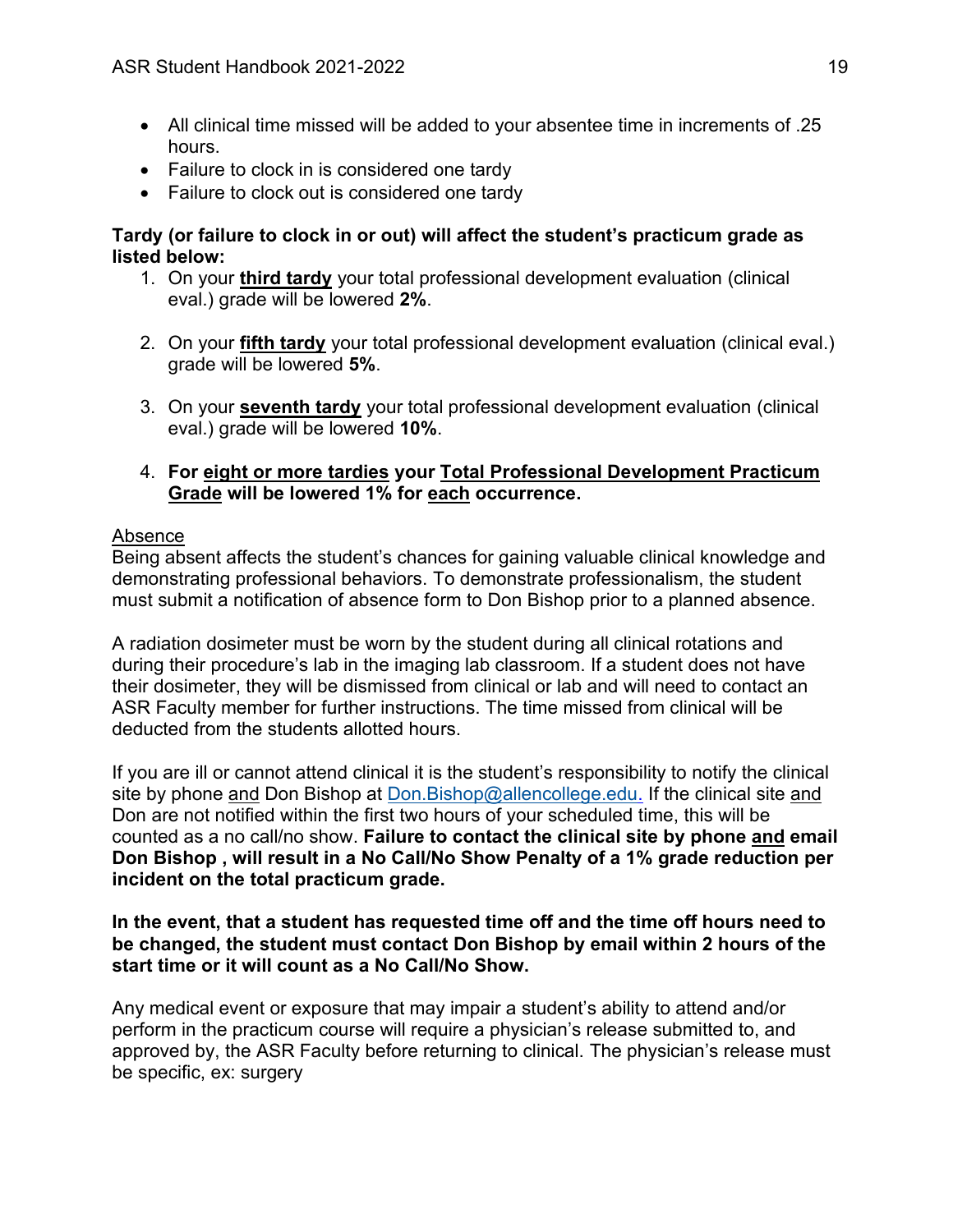- All clinical time missed will be added to your absentee time in increments of .25 hours.
- Failure to clock in is considered one tardy
- Failure to clock out is considered one tardy

**Tardy (or failure to clock in or out) will affect the student's practicum grade as listed below:**

1. On your **third tardy** your total professional development evaluation (clinical eval.) grade will be lowered **2%**.

2. On your **fifth tardy** your total professional development evaluation (clinical eval.) grade will be lowered **5%**.

3. On your **seventh tardy** your total professional development evaluation (clinical eval.) grade will be lowered **10%**.

4. **For eight or more tardies your Total Professional Development Practicum Grade will be lowered 1% for each occurrence.**

Absence

Being absent affects the student's chances for gaining valuable clinical knowledge and demonstrating professional behaviors. To demonstrate professionalism, the student must submit a notification of absence form to Don Bishop prior to a planned absence.

A radiation dosimeter must be worn by the student during all clinical rotations and during their procedure's lab in the imaging lab classroom. If a student does not have their dosimeter, they will be dismissed from clinical or lab and will need to contact an ASR Faculty member for further instructions. The time missed from clinical will be deducted from the students allotted hours.

If you are ill or cannot attend clinical it is the student's responsibility to notify the clinical site by phone and Don Bishop at Don.Bishop@allencollege.edu. If the clinical site and Don are not notified within the first two hours of your scheduled time, this will be counted as a no call/no show. **Failure to contact the clinical site by phone and email Don Bishop , will result in a No Call/No Show Penalty of a 1% grade reduction per incident on the total practicum grade.**

**In the event, that a student has requested time off and the time off hours need to be changed, the student must contact Don Bishop by email within 2 hours of the start time or it will count as a No Call/No Show.**

Any medical event or exposure that may impair a student's ability to attend and/or perform in the practicum course will require a physician's release submitted to, and approved by, the ASR Faculty before returning to clinical. The physician's release must be specific, ex: surgery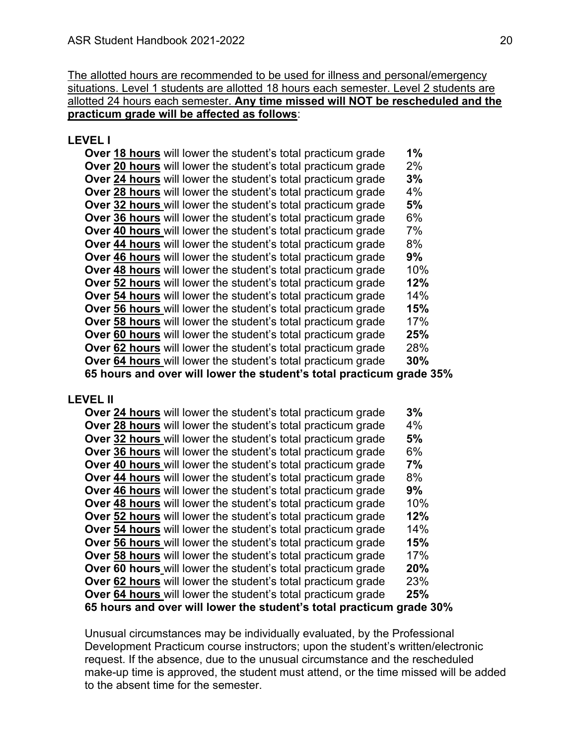The allotted hours are recommended to be used for illness and personal/emergency situations. Level 1 students are allotted 18 hours each semester. Level 2 students are allotted 24 hours each semester. **Any time missed will NOT be rescheduled and the practicum grade will be affected as follows**:

**LEVEL I**

- **Over 18 hours** will lower the student's total practicum grade **1%**
- **Over 20 hours** will lower the student's total practicum grade 2%
- **Over 24 hours** will lower the student's total practicum grade **3%**
- **Over 28 hours** will lower the student's total practicum grade 4%
- **Over 32 hours** will lower the student's total practicum grade **5%**
- **Over 36 hours** will lower the student's total practicum grade 6%
- **Over 40 hours** will lower the student's total practicum grade 7%
- **Over 44 hours** will lower the student's total practicum grade 8%
- **Over 46 hours** will lower the student's total practicum grade **9%**
- **Over 48 hours** will lower the student's total practicum grade 10%
- **Over 52 hours** will lower the student's total practicum grade **12%**
- **Over 54 hours** will lower the student's total practicum grade 14%
- **Over 56 hours** will lower the student's total practicum grade **15%**
- **Over 58 hours** will lower the student's total practicum grade 17%
- **Over 60 hours** will lower the student's total practicum grade **25%**
- **Over 62 hours** will lower the student's total practicum grade 28%
- **Over 64 hours** will lower the student's total practicum grade **30%**
- **65 hours and over will lower the student's total practicum grade 35%**

**LEVEL II**

- **Over 24 hours** will lower the student's total practicum grade **3%**
- **Over 28 hours** will lower the student's total practicum grade 4%
- **Over 32 hours** will lower the student's total practicum grade **5%**
- **Over 36 hours** will lower the student's total practicum grade 6%
- **Over 40 hours** will lower the student's total practicum grade **7%**
- **Over 44 hours** will lower the student's total practicum grade 8%
- **Over 46 hours** will lower the student's total practicum grade **9%**
- **Over 48 hours** will lower the student's total practicum grade 10%
- **Over 52 hours** will lower the student's total practicum grade **12%**
- **Over 54 hours** will lower the student's total practicum grade 14%
- **Over 56 hours** will lower the student's total practicum grade **15%**
- **Over 58 hours** will lower the student's total practicum grade 17%
- **Over 60 hours** will lower the student's total practicum grade **20%**
- **Over 62 hours** will lower the student's total practicum grade 23%
- **Over 64 hours** will lower the student's total practicum grade **25%**
- **65 hours and over will lower the student's total practicum grade 30%**

Unusual circumstances may be individually evaluated, by the Professional Development Practicum course instructors; upon the student's written/electronic request. If the absence, due to the unusual circumstance and the rescheduled make-up time is approved, the student must attend, or the time missed will be added to the absent time for the semester.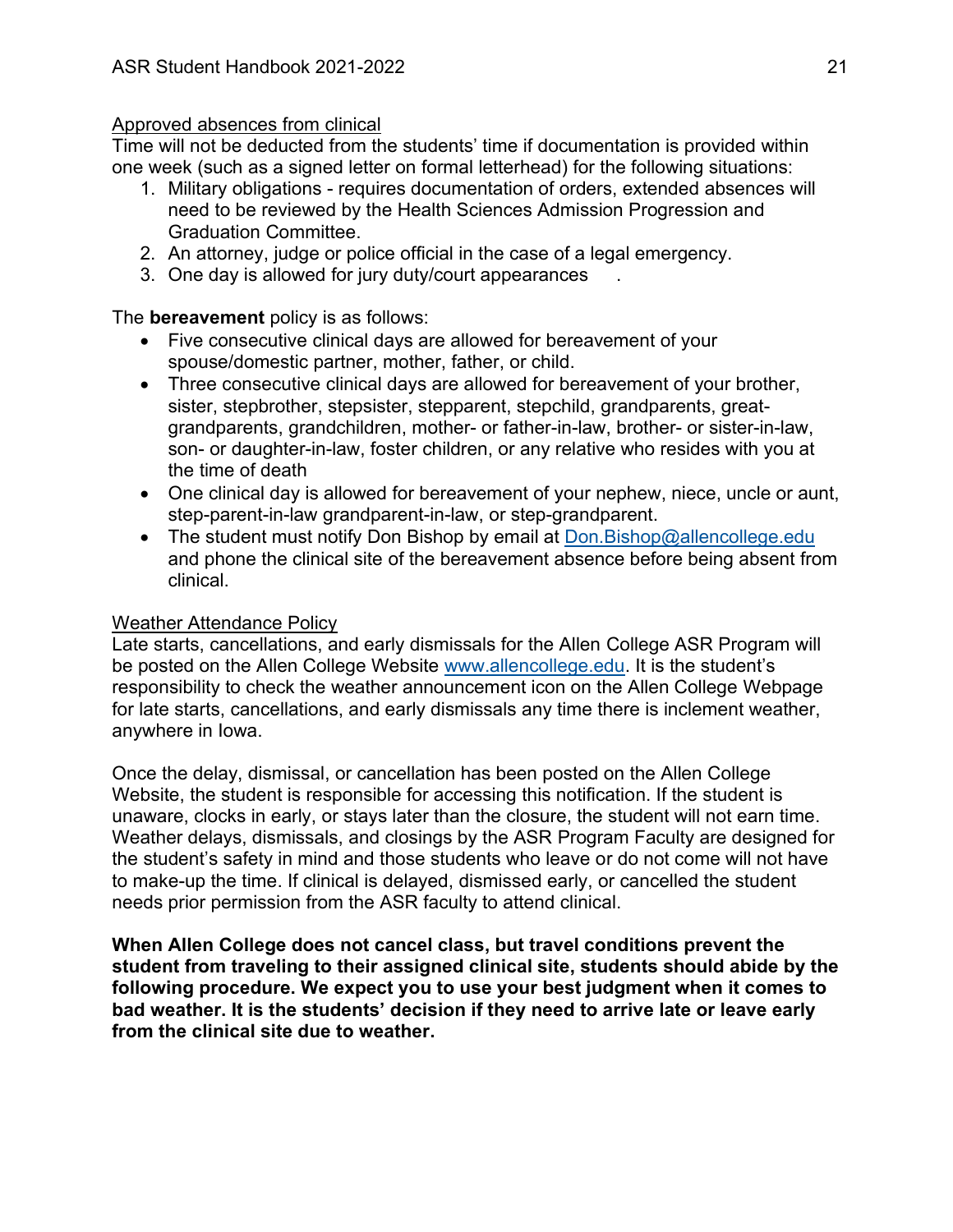Approved absences from clinical

Time will not be deducted from the students' time if documentation is provided within one week (such as a signed letter on formal letterhead) for the following situations:

1. Military obligations - requires documentation of orders, extended absences will need to be reviewed by the Health Sciences Admission Progression and Graduation Committee.
2. An attorney, judge or police official in the case of a legal emergency.
3. One day is allowed for jury duty/court appearances .

The **bereavement** policy is as follows:

- Five consecutive clinical days are allowed for bereavement of your spouse/domestic partner, mother, father, or child.
- Three consecutive clinical days are allowed for bereavement of your brother, sister, stepbrother, stepsister, stepparent, stepchild, grandparents, great-grandparents, grandchildren, mother- or father-in-law, brother- or sister-in-law, son- or daughter-in-law, foster children, or any relative who resides with you at the time of death
- One clinical day is allowed for bereavement of your nephew, niece, uncle or aunt, step-parent-in-law grandparent-in-law, or step-grandparent.
- The student must notify Don Bishop by email at Don.Bishop@allencollege.edu and phone the clinical site of the bereavement absence before being absent from clinical.

Weather Attendance Policy

Late starts, cancellations, and early dismissals for the Allen College ASR Program will be posted on the Allen College Website www.allencollege.edu. It is the student's responsibility to check the weather announcement icon on the Allen College Webpage for late starts, cancellations, and early dismissals any time there is inclement weather, anywhere in Iowa.

Once the delay, dismissal, or cancellation has been posted on the Allen College Website, the student is responsible for accessing this notification. If the student is unaware, clocks in early, or stays later than the closure, the student will not earn time. Weather delays, dismissals, and closings by the ASR Program Faculty are designed for the student's safety in mind and those students who leave or do not come will not have to make-up the time. If clinical is delayed, dismissed early, or cancelled the student needs prior permission from the ASR faculty to attend clinical.

**When Allen College does not cancel class, but travel conditions prevent the student from traveling to their assigned clinical site, students should abide by the following procedure. We expect you to use your best judgment when it comes to bad weather. It is the students' decision if they need to arrive late or leave early from the clinical site due to weather.**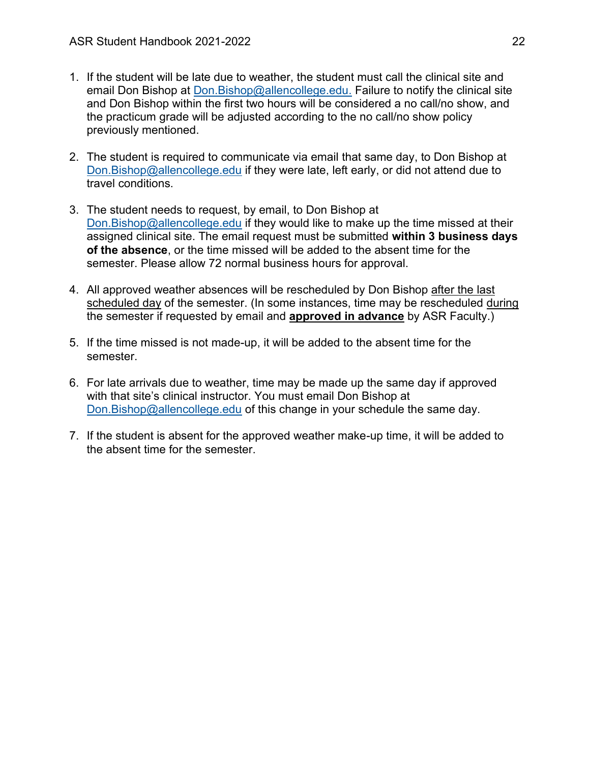1. If the student will be late due to weather, the student must call the clinical site and email Don Bishop at Don.Bishop@allencollege.edu. Failure to notify the clinical site and Don Bishop within the first two hours will be considered a no call/no show, and the practicum grade will be adjusted according to the no call/no show policy previously mentioned.

2. The student is required to communicate via email that same day, to Don Bishop at Don.Bishop@allencollege.edu if they were late, left early, or did not attend due to travel conditions.

3. The student needs to request, by email, to Don Bishop at Don.Bishop@allencollege.edu if they would like to make up the time missed at their assigned clinical site. The email request must be submitted **within 3 business days of the absence**, or the time missed will be added to the absent time for the semester. Please allow 72 normal business hours for approval.

4. All approved weather absences will be rescheduled by Don Bishop <u>after the last scheduled day</u> of the semester. (In some instances, time may be rescheduled <u>during</u> the semester if requested by email and **<u>approved in advance</u>** by ASR Faculty.)

5. If the time missed is not made-up, it will be added to the absent time for the semester.

6. For late arrivals due to weather, time may be made up the same day if approved with that site's clinical instructor. You must email Don Bishop at Don.Bishop@allencollege.edu of this change in your schedule the same day.

7. If the student is absent for the approved weather make-up time, it will be added to the absent time for the semester.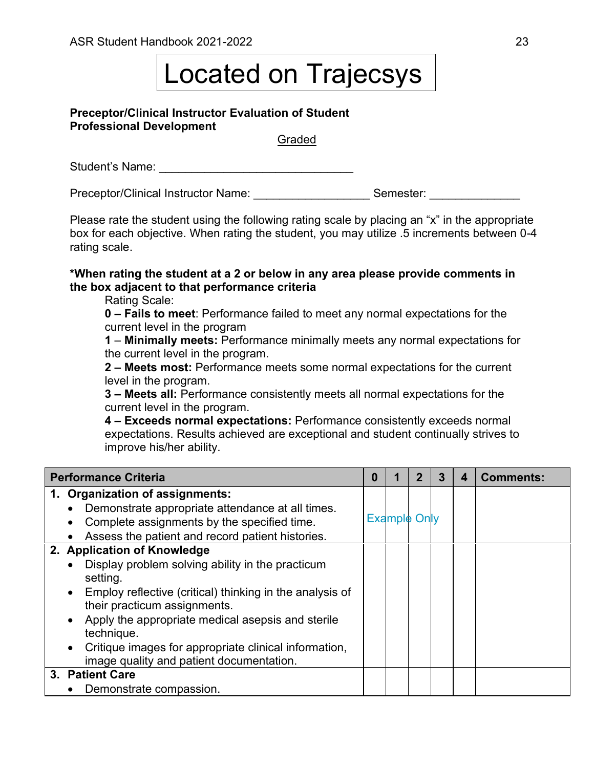# Located on Trajecsys

**Preceptor/Clinical Instructor Evaluation of Student Professional Development**

Graded

Student's Name: ______________________________

Preceptor/Clinical Instructor Name: _________________ Semester: _____________

Please rate the student using the following rating scale by placing an "x" in the appropriate box for each objective. When rating the student, you may utilize .5 increments between 0-4 rating scale.

***When rating the student at a 2 or below in any area please provide comments in the box adjacent to that performance criteria**

Rating Scale:

**0 – Fails to meet**: Performance failed to meet any normal expectations for the current level in the program

**1 – Minimally meets:** Performance minimally meets any normal expectations for the current level in the program.

**2 – Meets most:** Performance meets some normal expectations for the current level in the program.

**3 – Meets all:** Performance consistently meets all normal expectations for the current level in the program.

**4 – Exceeds normal expectations:** Performance consistently exceeds normal expectations. Results achieved are exceptional and student continually strives to improve his/her ability.

| Performance Criteria | 0 | 1 | 2 | 3 | 4 | Comments: |
|---|---|---|---|---|---|---|
| **1. Organization of assignments:**<br>• Demonstrate appropriate attendance at all times.<br>• Complete assignments by the specified time.<br>• Assess the patient and record patient histories. | Example Only | | | | | |
| **2. Application of Knowledge**<br>• Display problem solving ability in the practicum setting.<br>• Employ reflective (critical) thinking in the analysis of their practicum assignments.<br>• Apply the appropriate medical asepsis and sterile technique.<br>• Critique images for appropriate clinical information, image quality and patient documentation. | | | | | | |
| **3. Patient Care**<br>• Demonstrate compassion. | | | | | | |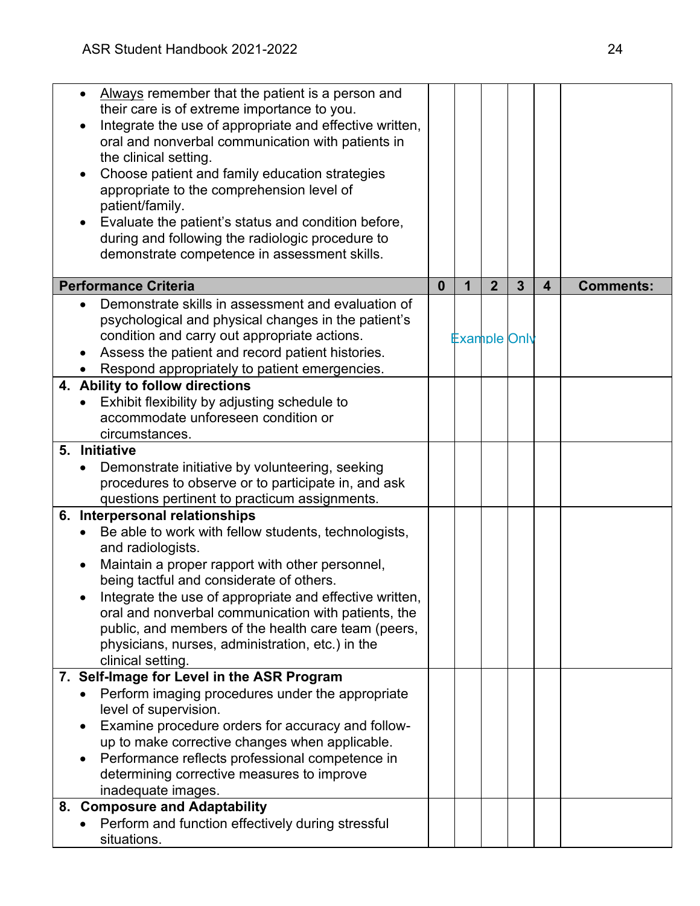| | | | | | | |
|---|---|---|---|---|---|---|
| • <u>Always</u> remember that the patient is a person and their care is of extreme importance to you.<br>• Integrate the use of appropriate and effective written, oral and nonverbal communication with patients in the clinical setting.<br>• Choose patient and family education strategies appropriate to the comprehension level of patient/family.<br>• Evaluate the patient's status and condition before, during and following the radiologic procedure to demonstrate competence in assessment skills. | | | | | | |
| **Performance Criteria** | **0** | **1** | **2** | **3** | **4** | **Comments:** |
| • Demonstrate skills in assessment and evaluation of psychological and physical changes in the patient's condition and carry out appropriate actions.<br>• Assess the patient and record patient histories.<br>• Respond appropriately to patient emergencies. | | Example | Only | | | |
| **4. Ability to follow directions**<br>• Exhibit flexibility by adjusting schedule to accommodate unforeseen condition or circumstances. | | | | | | |
| **5. Initiative**<br>• Demonstrate initiative by volunteering, seeking procedures to observe or to participate in, and ask questions pertinent to practicum assignments. | | | | | | |
| **6. Interpersonal relationships**<br>• Be able to work with fellow students, technologists, and radiologists.<br>• Maintain a proper rapport with other personnel, being tactful and considerate of others.<br>• Integrate the use of appropriate and effective written, oral and nonverbal communication with patients, the public, and members of the health care team (peers, physicians, nurses, administration, etc.) in the clinical setting. | | | | | | |
| **7. Self-Image for Level in the ASR Program**<br>• Perform imaging procedures under the appropriate level of supervision.<br>• Examine procedure orders for accuracy and follow-up to make corrective changes when applicable.<br>• Performance reflects professional competence in determining corrective measures to improve inadequate images. | | | | | | |
| **8. Composure and Adaptability**<br>• Perform and function effectively during stressful situations. | | | | | | |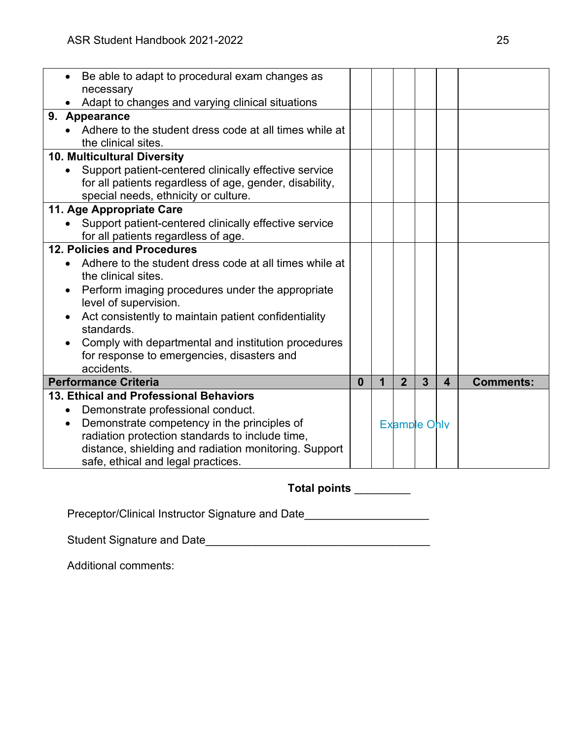| | | | | | | |
|---|---|---|---|---|---|---|
| • Be able to adapt to procedural exam changes as necessary<br>• Adapt to changes and varying clinical situations | | | | | | |
| **9. Appearance**<br>• Adhere to the student dress code at all times while at the clinical sites. | | | | | | |
| **10. Multicultural Diversity**<br>• Support patient-centered clinically effective service for all patients regardless of age, gender, disability, special needs, ethnicity or culture. | | | | | | |
| **11. Age Appropriate Care**<br>• Support patient-centered clinically effective service for all patients regardless of age. | | | | | | |
| **12. Policies and Procedures**<br>• Adhere to the student dress code at all times while at the clinical sites.<br>• Perform imaging procedures under the appropriate level of supervision.<br>• Act consistently to maintain patient confidentiality standards.<br>• Comply with departmental and institution procedures for response to emergencies, disasters and accidents. | | | | | | |
| **Performance Criteria** | **0** | **1** | **2** | **3** | **4** | **Comments:** |
| **13. Ethical and Professional Behaviors**<br>• Demonstrate professional conduct.<br>• Demonstrate competency in the principles of radiation protection standards to include time, distance, shielding and radiation monitoring. Support safe, ethical and legal practices. | | | Example Only | | | |

**Total points** _________

Preceptor/Clinical Instructor Signature and Date____________________

Student Signature and Date____________________________________

Additional comments: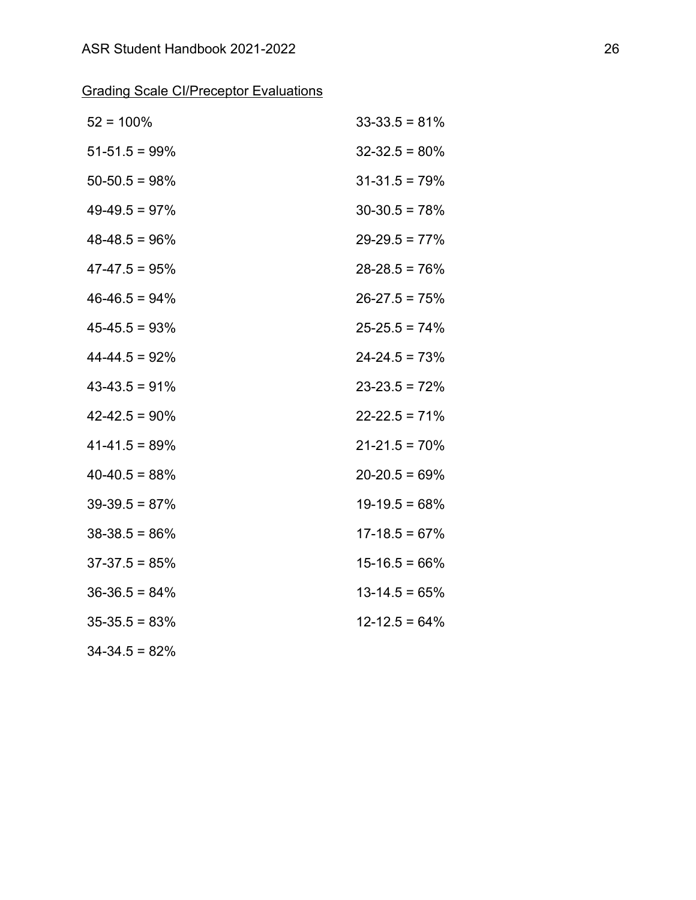Grading Scale CI/Preceptor Evaluations

52 = 100%

51-51.5 = 99%

50-50.5 = 98%

49-49.5 = 97%

48-48.5 = 96%

47-47.5 = 95%

46-46.5 = 94%

45-45.5 = 93%

44-44.5 = 92%

43-43.5 = 91%

42-42.5 = 90%

41-41.5 = 89%

40-40.5 = 88%

39-39.5 = 87%

38-38.5 = 86%

37-37.5 = 85%

36-36.5 = 84%

35-35.5 = 83%

34-34.5 = 82%

33-33.5 = 81%

32-32.5 = 80%

31-31.5 = 79%

30-30.5 = 78%

29-29.5 = 77%

28-28.5 = 76%

26-27.5 = 75%

25-25.5 = 74%

24-24.5 = 73%

23-23.5 = 72%

22-22.5 = 71%

21-21.5 = 70%

20-20.5 = 69%

19-19.5 = 68%

17-18.5 = 67%

15-16.5 = 66%

13-14.5 = 65%

12-12.5 = 64%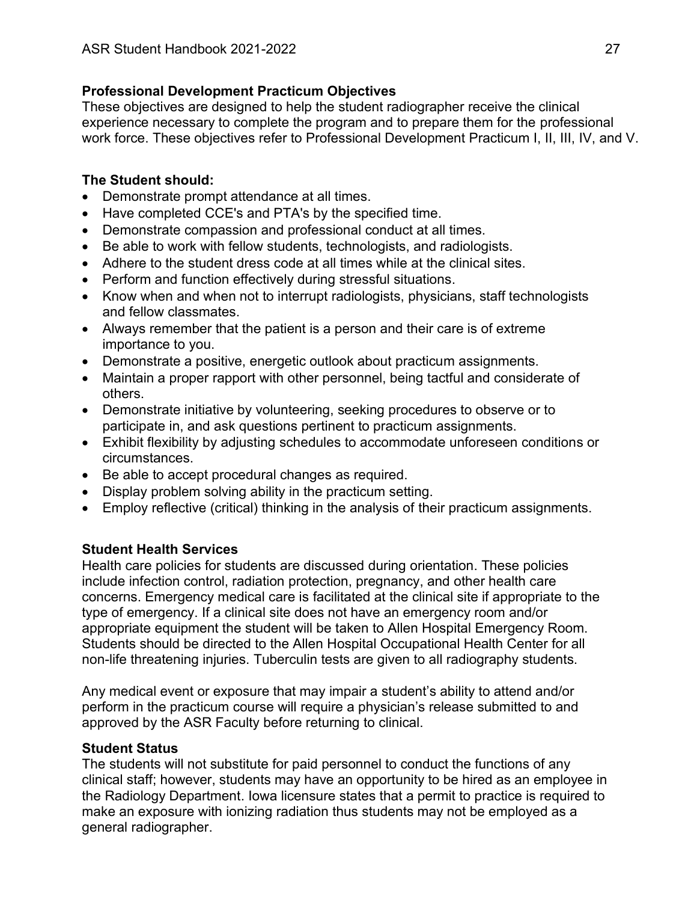## Professional Development Practicum Objectives

These objectives are designed to help the student radiographer receive the clinical experience necessary to complete the program and to prepare them for the professional work force. These objectives refer to Professional Development Practicum I, II, III, IV, and V.

### The Student should:

- Demonstrate prompt attendance at all times.
- Have completed CCE's and PTA's by the specified time.
- Demonstrate compassion and professional conduct at all times.
- Be able to work with fellow students, technologists, and radiologists.
- Adhere to the student dress code at all times while at the clinical sites.
- Perform and function effectively during stressful situations.
- Know when and when not to interrupt radiologists, physicians, staff technologists and fellow classmates.
- Always remember that the patient is a person and their care is of extreme importance to you.
- Demonstrate a positive, energetic outlook about practicum assignments.
- Maintain a proper rapport with other personnel, being tactful and considerate of others.
- Demonstrate initiative by volunteering, seeking procedures to observe or to participate in, and ask questions pertinent to practicum assignments.
- Exhibit flexibility by adjusting schedules to accommodate unforeseen conditions or circumstances.
- Be able to accept procedural changes as required.
- Display problem solving ability in the practicum setting.
- Employ reflective (critical) thinking in the analysis of their practicum assignments.

## Student Health Services

Health care policies for students are discussed during orientation. These policies include infection control, radiation protection, pregnancy, and other health care concerns. Emergency medical care is facilitated at the clinical site if appropriate to the type of emergency. If a clinical site does not have an emergency room and/or appropriate equipment the student will be taken to Allen Hospital Emergency Room. Students should be directed to the Allen Hospital Occupational Health Center for all non-life threatening injuries. Tuberculin tests are given to all radiography students.

Any medical event or exposure that may impair a student's ability to attend and/or perform in the practicum course will require a physician's release submitted to and approved by the ASR Faculty before returning to clinical.

## Student Status

The students will not substitute for paid personnel to conduct the functions of any clinical staff; however, students may have an opportunity to be hired as an employee in the Radiology Department. Iowa licensure states that a permit to practice is required to make an exposure with ionizing radiation thus students may not be employed as a general radiographer.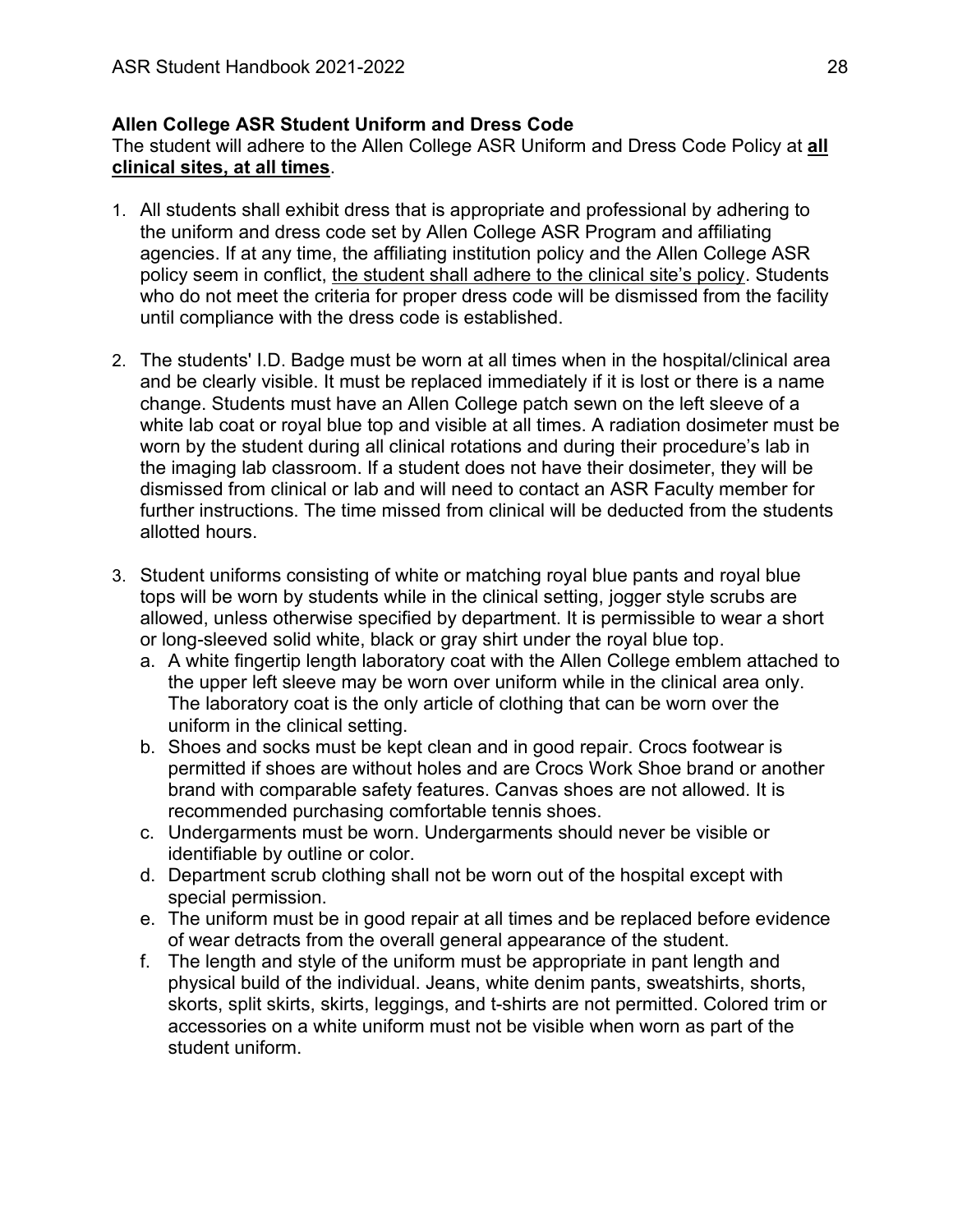**Allen College ASR Student Uniform and Dress Code**

The student will adhere to the Allen College ASR Uniform and Dress Code Policy at **all clinical sites, at all times**.

1. All students shall exhibit dress that is appropriate and professional by adhering to the uniform and dress code set by Allen College ASR Program and affiliating agencies. If at any time, the affiliating institution policy and the Allen College ASR policy seem in conflict, <u>the student shall adhere to the clinical site's policy</u>. Students who do not meet the criteria for proper dress code will be dismissed from the facility until compliance with the dress code is established.

2. The students' I.D. Badge must be worn at all times when in the hospital/clinical area and be clearly visible. It must be replaced immediately if it is lost or there is a name change. Students must have an Allen College patch sewn on the left sleeve of a white lab coat or royal blue top and visible at all times. A radiation dosimeter must be worn by the student during all clinical rotations and during their procedure's lab in the imaging lab classroom. If a student does not have their dosimeter, they will be dismissed from clinical or lab and will need to contact an ASR Faculty member for further instructions. The time missed from clinical will be deducted from the students allotted hours.

3. Student uniforms consisting of white or matching royal blue pants and royal blue tops will be worn by students while in the clinical setting, jogger style scrubs are allowed, unless otherwise specified by department. It is permissible to wear a short or long-sleeved solid white, black or gray shirt under the royal blue top.
   a. A white fingertip length laboratory coat with the Allen College emblem attached to the upper left sleeve may be worn over uniform while in the clinical area only. The laboratory coat is the only article of clothing that can be worn over the uniform in the clinical setting.
   b. Shoes and socks must be kept clean and in good repair. Crocs footwear is permitted if shoes are without holes and are Crocs Work Shoe brand or another brand with comparable safety features. Canvas shoes are not allowed. It is recommended purchasing comfortable tennis shoes.
   c. Undergarments must be worn. Undergarments should never be visible or identifiable by outline or color.
   d. Department scrub clothing shall not be worn out of the hospital except with special permission.
   e. The uniform must be in good repair at all times and be replaced before evidence of wear detracts from the overall general appearance of the student.
   f. The length and style of the uniform must be appropriate in pant length and physical build of the individual. Jeans, white denim pants, sweatshirts, shorts, skorts, split skirts, skirts, leggings, and t-shirts are not permitted. Colored trim or accessories on a white uniform must not be visible when worn as part of the student uniform.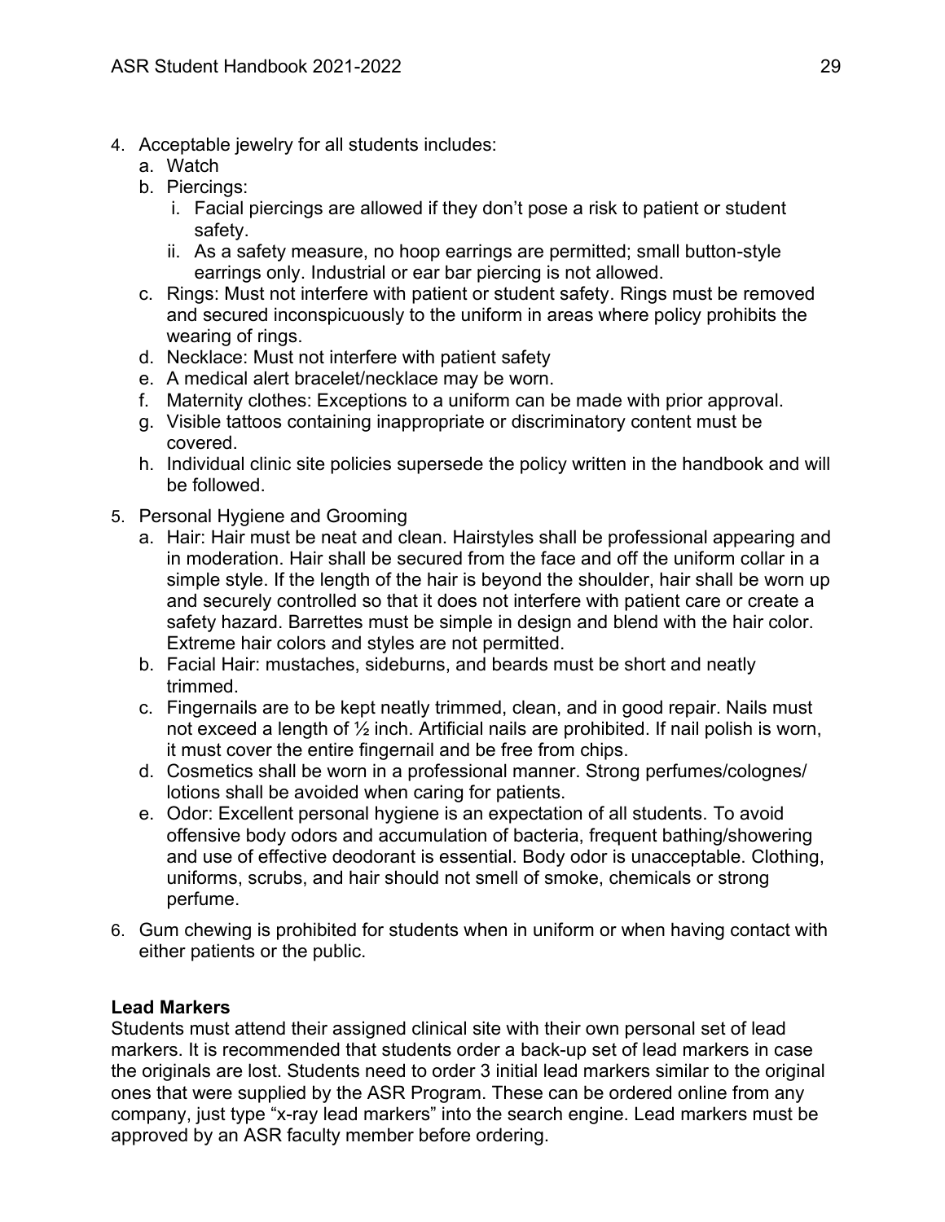4. Acceptable jewelry for all students includes:
   a. Watch
   b. Piercings:
      i. Facial piercings are allowed if they don't pose a risk to patient or student safety.
      ii. As a safety measure, no hoop earrings are permitted; small button-style earrings only. Industrial or ear bar piercing is not allowed.
   c. Rings: Must not interfere with patient or student safety. Rings must be removed and secured inconspicuously to the uniform in areas where policy prohibits the wearing of rings.
   d. Necklace: Must not interfere with patient safety
   e. A medical alert bracelet/necklace may be worn.
   f. Maternity clothes: Exceptions to a uniform can be made with prior approval.
   g. Visible tattoos containing inappropriate or discriminatory content must be covered.
   h. Individual clinic site policies supersede the policy written in the handbook and will be followed.
5. Personal Hygiene and Grooming
   a. Hair: Hair must be neat and clean. Hairstyles shall be professional appearing and in moderation. Hair shall be secured from the face and off the uniform collar in a simple style. If the length of the hair is beyond the shoulder, hair shall be worn up and securely controlled so that it does not interfere with patient care or create a safety hazard. Barrettes must be simple in design and blend with the hair color. Extreme hair colors and styles are not permitted.
   b. Facial Hair: mustaches, sideburns, and beards must be short and neatly trimmed.
   c. Fingernails are to be kept neatly trimmed, clean, and in good repair. Nails must not exceed a length of ½ inch. Artificial nails are prohibited. If nail polish is worn, it must cover the entire fingernail and be free from chips.
   d. Cosmetics shall be worn in a professional manner. Strong perfumes/colognes/ lotions shall be avoided when caring for patients.
   e. Odor: Excellent personal hygiene is an expectation of all students. To avoid offensive body odors and accumulation of bacteria, frequent bathing/showering and use of effective deodorant is essential. Body odor is unacceptable. Clothing, uniforms, scrubs, and hair should not smell of smoke, chemicals or strong perfume.
6. Gum chewing is prohibited for students when in uniform or when having contact with either patients or the public.

**Lead Markers**

Students must attend their assigned clinical site with their own personal set of lead markers. It is recommended that students order a back-up set of lead markers in case the originals are lost. Students need to order 3 initial lead markers similar to the original ones that were supplied by the ASR Program. These can be ordered online from any company, just type "x-ray lead markers" into the search engine. Lead markers must be approved by an ASR faculty member before ordering.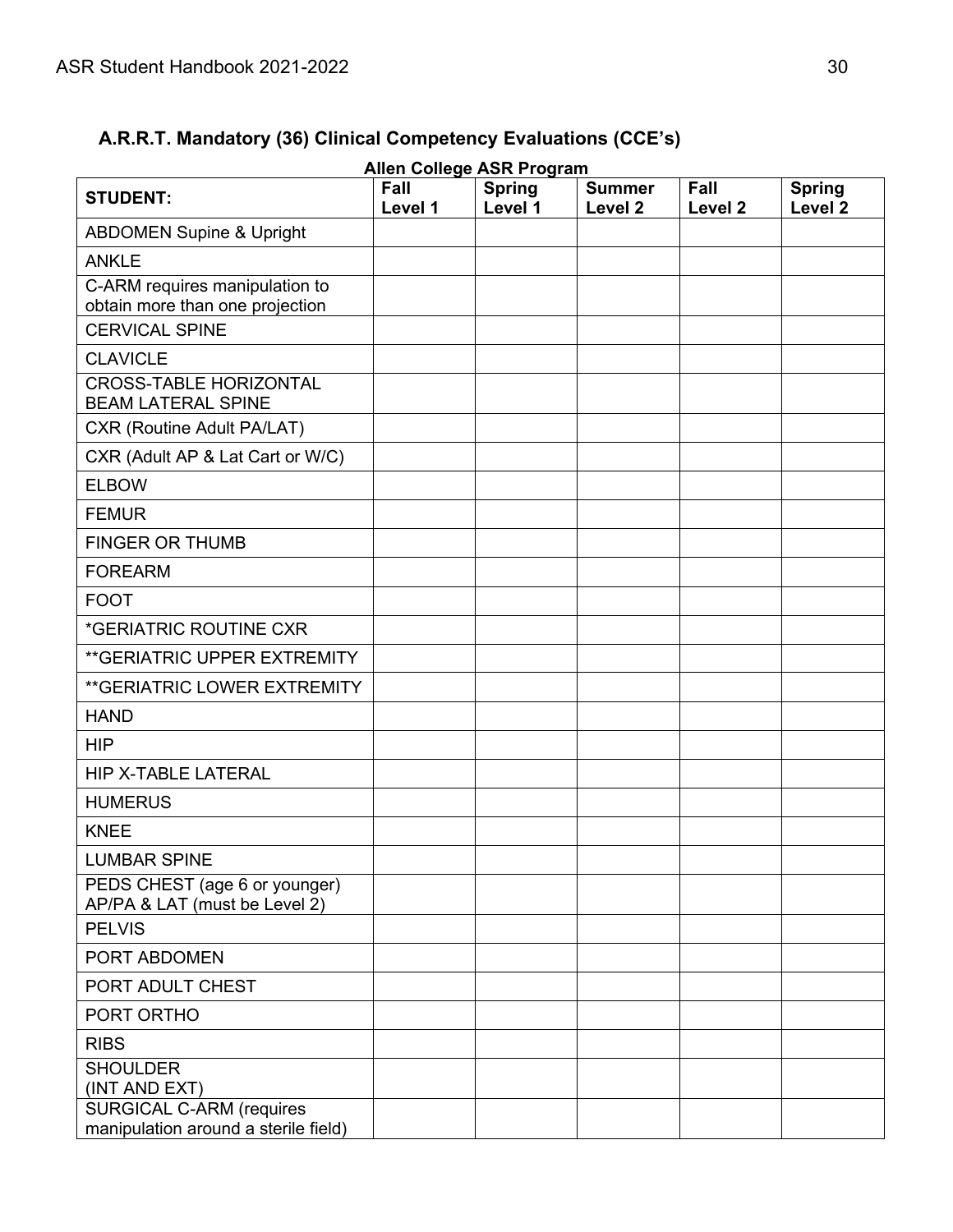## A.R.R.T. Mandatory (36) Clinical Competency Evaluations (CCE's)

**Allen College ASR Program**

| STUDENT: | Fall Level 1 | Spring Level 1 | Summer Level 2 | Fall Level 2 | Spring Level 2 |
|---|---|---|---|---|---|
| ABDOMEN Supine & Upright | | | | | |
| ANKLE | | | | | |
| C-ARM requires manipulation to obtain more than one projection | | | | | |
| CERVICAL SPINE | | | | | |
| CLAVICLE | | | | | |
| CROSS-TABLE HORIZONTAL BEAM LATERAL SPINE | | | | | |
| CXR (Routine Adult PA/LAT) | | | | | |
| CXR (Adult AP & Lat Cart or W/C) | | | | | |
| ELBOW | | | | | |
| FEMUR | | | | | |
| FINGER OR THUMB | | | | | |
| FOREARM | | | | | |
| FOOT | | | | | |
| *GERIATRIC ROUTINE CXR | | | | | |
| **GERIATRIC UPPER EXTREMITY | | | | | |
| **GERIATRIC LOWER EXTREMITY | | | | | |
| HAND | | | | | |
| HIP | | | | | |
| HIP X-TABLE LATERAL | | | | | |
| HUMERUS | | | | | |
| KNEE | | | | | |
| LUMBAR SPINE | | | | | |
| PEDS CHEST (age 6 or younger) AP/PA & LAT (must be Level 2) | | | | | |
| PELVIS | | | | | |
| PORT ABDOMEN | | | | | |
| PORT ADULT CHEST | | | | | |
| PORT ORTHO | | | | | |
| RIBS | | | | | |
| SHOULDER (INT AND EXT) | | | | | |
| SURGICAL C-ARM (requires manipulation around a sterile field) | | | | | |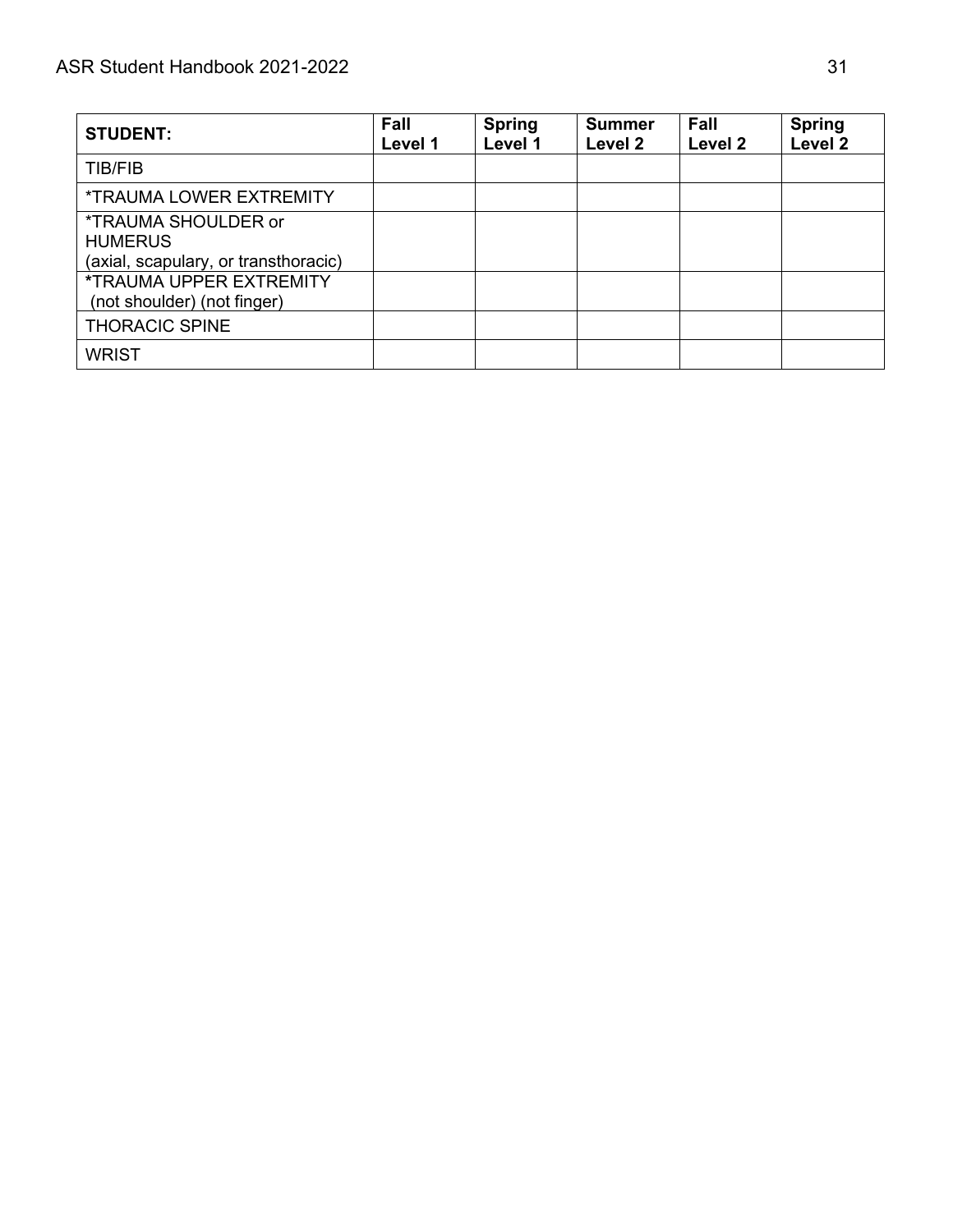| STUDENT: | Fall Level 1 | Spring Level 1 | Summer Level 2 | Fall Level 2 | Spring Level 2 |
|---|---|---|---|---|---|
| TIB/FIB | | | | | |
| *TRAUMA LOWER EXTREMITY | | | | | |
| *TRAUMA SHOULDER or HUMERUS (axial, scapulary, or transthoracic) | | | | | |
| *TRAUMA UPPER EXTREMITY (not shoulder) (not finger) | | | | | |
| THORACIC SPINE | | | | | |
| WRIST | | | | | |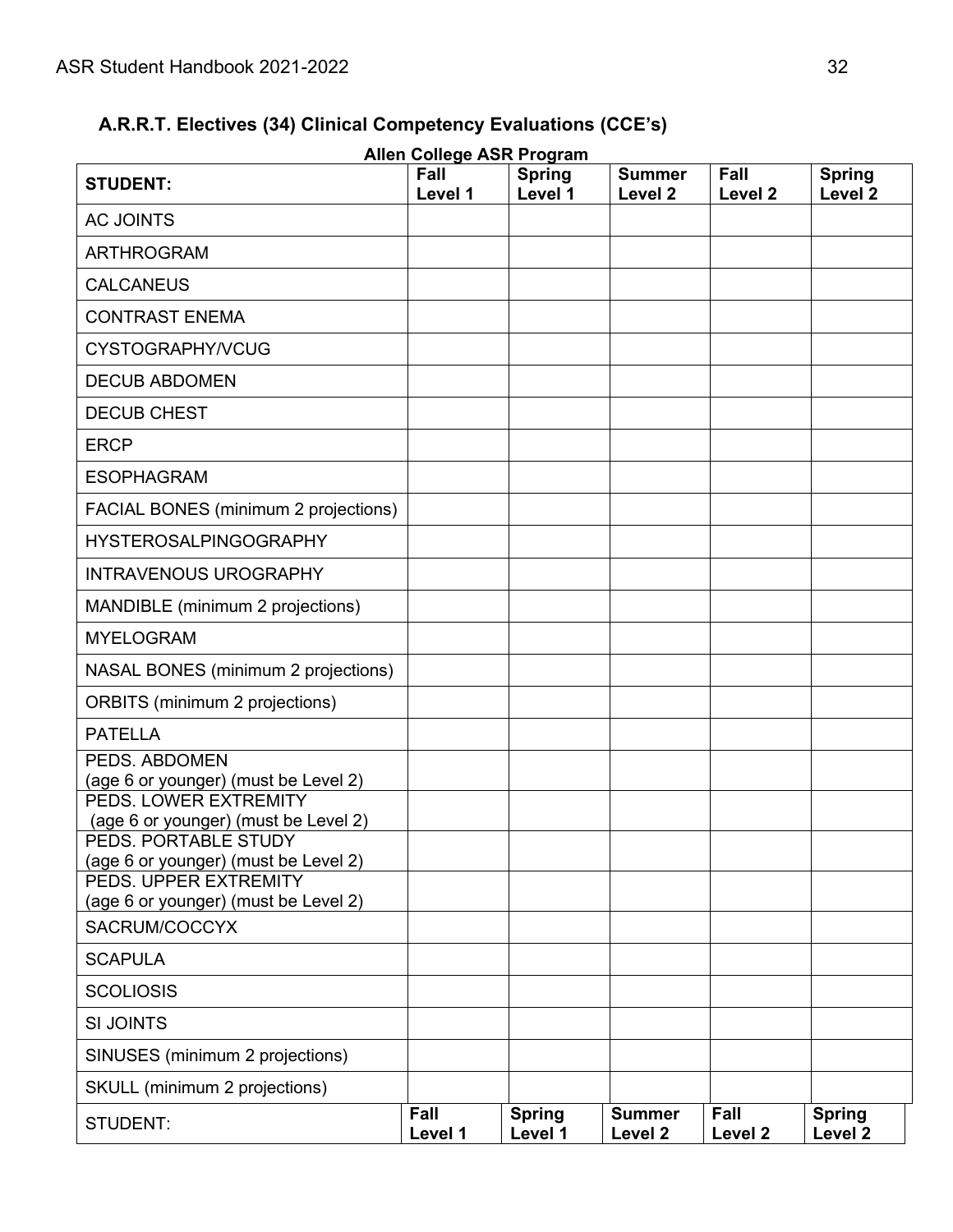## A.R.R.T. Electives (34) Clinical Competency Evaluations (CCE's)

**Allen College ASR Program**

| **STUDENT:** | **Fall Level 1** | **Spring Level 1** | **Summer Level 2** | **Fall Level 2** | **Spring Level 2** |
|---|---|---|---|---|---|
| AC JOINTS | | | | | |
| ARTHROGRAM | | | | | |
| CALCANEUS | | | | | |
| CONTRAST ENEMA | | | | | |
| CYSTOGRAPHY/VCUG | | | | | |
| DECUB ABDOMEN | | | | | |
| DECUB CHEST | | | | | |
| ERCP | | | | | |
| ESOPHAGRAM | | | | | |
| FACIAL BONES (minimum 2 projections) | | | | | |
| HYSTEROSALPINGOGRAPHY | | | | | |
| INTRAVENOUS UROGRAPHY | | | | | |
| MANDIBLE (minimum 2 projections) | | | | | |
| MYELOGRAM | | | | | |
| NASAL BONES (minimum 2 projections) | | | | | |
| ORBITS (minimum 2 projections) | | | | | |
| PATELLA | | | | | |
| PEDS. ABDOMEN (age 6 or younger) (must be Level 2) | | | | | |
| PEDS. LOWER EXTREMITY (age 6 or younger) (must be Level 2) | | | | | |
| PEDS. PORTABLE STUDY (age 6 or younger) (must be Level 2) | | | | | |
| PEDS. UPPER EXTREMITY (age 6 or younger) (must be Level 2) | | | | | |
| SACRUM/COCCYX | | | | | |
| SCAPULA | | | | | |
| SCOLIOSIS | | | | | |
| SI JOINTS | | | | | |
| SINUSES (minimum 2 projections) | | | | | |
| SKULL (minimum 2 projections) | | | | | |
| STUDENT: | **Fall Level 1** | **Spring Level 1** | **Summer Level 2** | **Fall Level 2** | **Spring Level 2** |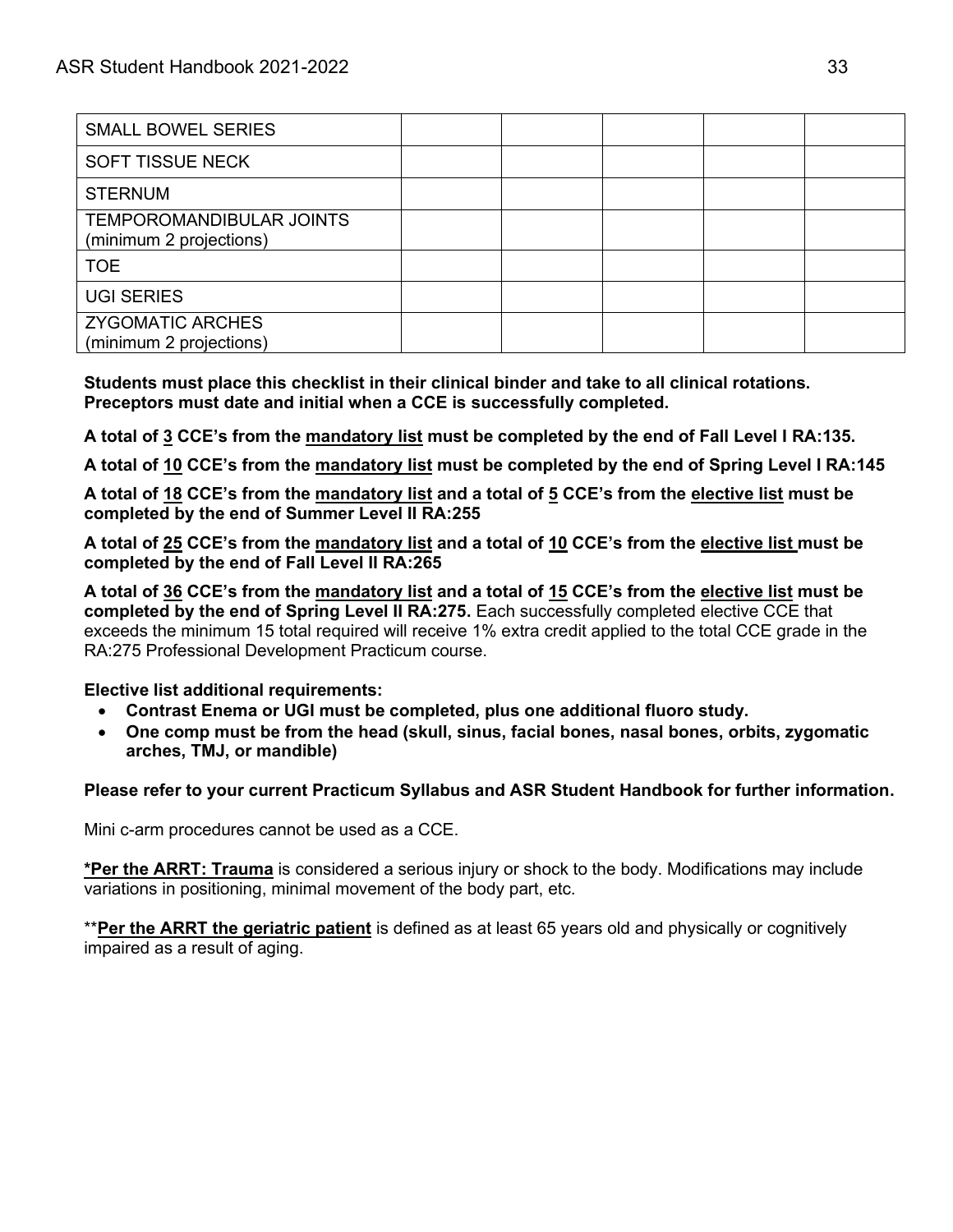| | | | | | |
|---|---|---|---|---|---|
| SMALL BOWEL SERIES | | | | | |
| SOFT TISSUE NECK | | | | | |
| STERNUM | | | | | |
| TEMPOROMANDIBULAR JOINTS (minimum 2 projections) | | | | | |
| TOE | | | | | |
| UGI SERIES | | | | | |
| ZYGOMATIC ARCHES (minimum 2 projections) | | | | | |

**Students must place this checklist in their clinical binder and take to all clinical rotations. Preceptors must date and initial when a CCE is successfully completed.**

**A total of <u>3</u> CCE's from the <u>mandatory list</u> must be completed by the end of Fall Level I RA:135.**

**A total of <u>10</u> CCE's from the <u>mandatory list</u> must be completed by the end of Spring Level I RA:145**

**A total of <u>18</u> CCE's from the <u>mandatory list</u> and a total of <u>5</u> CCE's from the <u>elective list</u> must be completed by the end of Summer Level II RA:255**

**A total of <u>25</u> CCE's from the <u>mandatory list</u> and a total of <u>10</u> CCE's from the <u>elective list</u> must be completed by the end of Fall Level II RA:265**

**A total of <u>36</u> CCE's from the <u>mandatory list</u> and a total of <u>15</u> CCE's from the <u>elective list</u> must be completed by the end of Spring Level II RA:275.** Each successfully completed elective CCE that exceeds the minimum 15 total required will receive 1% extra credit applied to the total CCE grade in the RA:275 Professional Development Practicum course.

**Elective list additional requirements:**

- **Contrast Enema or UGI must be completed, plus one additional fluoro study.**
- **One comp must be from the head (skull, sinus, facial bones, nasal bones, orbits, zygomatic arches, TMJ, or mandible)**

**Please refer to your current Practicum Syllabus and ASR Student Handbook for further information.**

Mini c-arm procedures cannot be used as a CCE.

**<u>*Per the ARRT: Trauma</u>** is considered a serious injury or shock to the body. Modifications may include variations in positioning, minimal movement of the body part, etc.

\*\***<u>Per the ARRT the geriatric patient</u>** is defined as at least 65 years old and physically or cognitively impaired as a result of aging.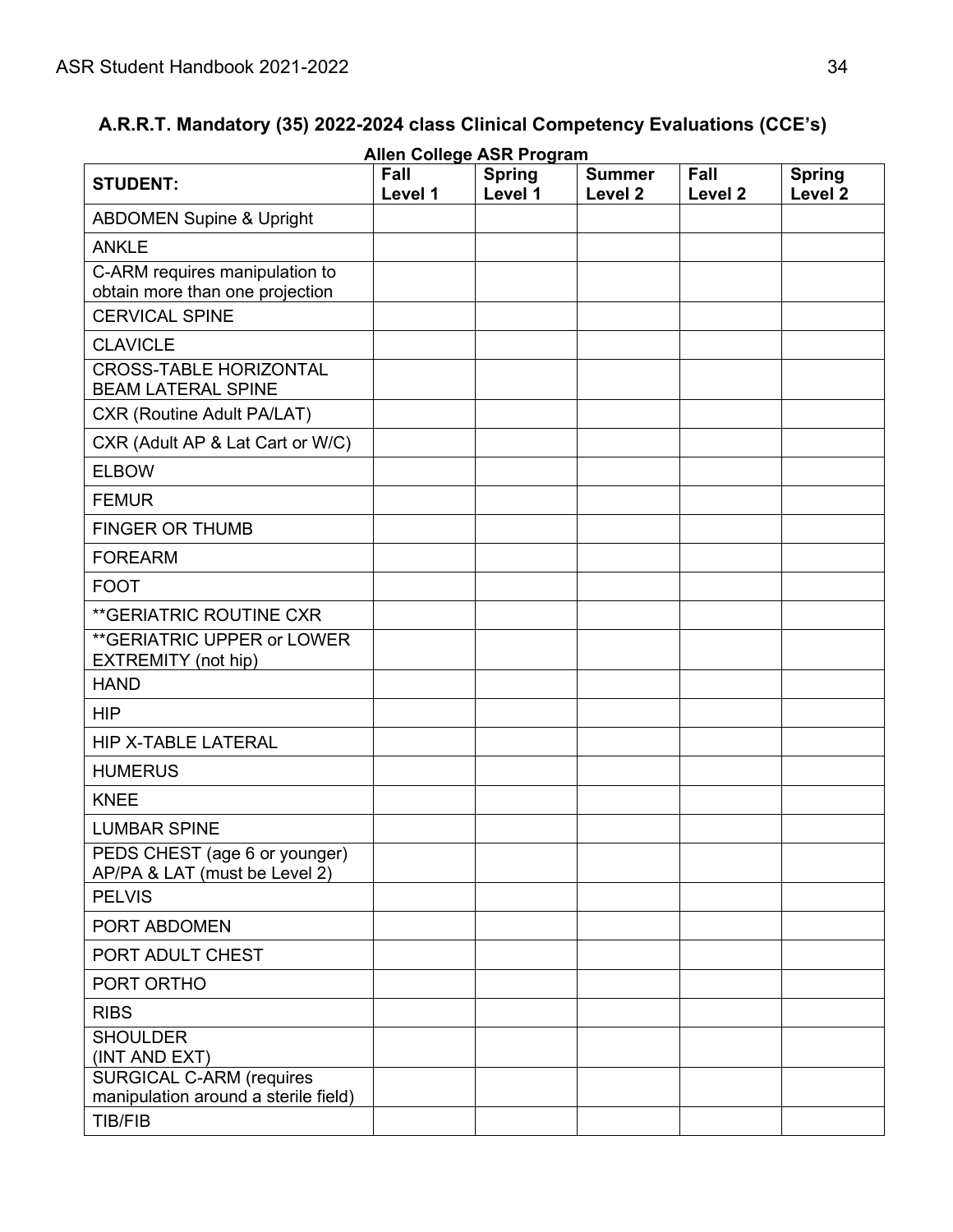## A.R.R.T. Mandatory (35) 2022-2024 class Clinical Competency Evaluations (CCE's)

**Allen College ASR Program**

| STUDENT: | Fall Level 1 | Spring Level 1 | Summer Level 2 | Fall Level 2 | Spring Level 2 |
|---|---|---|---|---|---|
| ABDOMEN Supine & Upright | | | | | |
| ANKLE | | | | | |
| C-ARM requires manipulation to obtain more than one projection | | | | | |
| CERVICAL SPINE | | | | | |
| CLAVICLE | | | | | |
| CROSS-TABLE HORIZONTAL BEAM LATERAL SPINE | | | | | |
| CXR (Routine Adult PA/LAT) | | | | | |
| CXR (Adult AP & Lat Cart or W/C) | | | | | |
| ELBOW | | | | | |
| FEMUR | | | | | |
| FINGER OR THUMB | | | | | |
| FOREARM | | | | | |
| FOOT | | | | | |
| **GERIATRIC ROUTINE CXR | | | | | |
| **GERIATRIC UPPER or LOWER EXTREMITY (not hip) | | | | | |
| HAND | | | | | |
| HIP | | | | | |
| HIP X-TABLE LATERAL | | | | | |
| HUMERUS | | | | | |
| KNEE | | | | | |
| LUMBAR SPINE | | | | | |
| PEDS CHEST (age 6 or younger) AP/PA & LAT (must be Level 2) | | | | | |
| PELVIS | | | | | |
| PORT ABDOMEN | | | | | |
| PORT ADULT CHEST | | | | | |
| PORT ORTHO | | | | | |
| RIBS | | | | | |
| SHOULDER (INT AND EXT) | | | | | |
| SURGICAL C-ARM (requires manipulation around a sterile field) | | | | | |
| TIB/FIB | | | | | |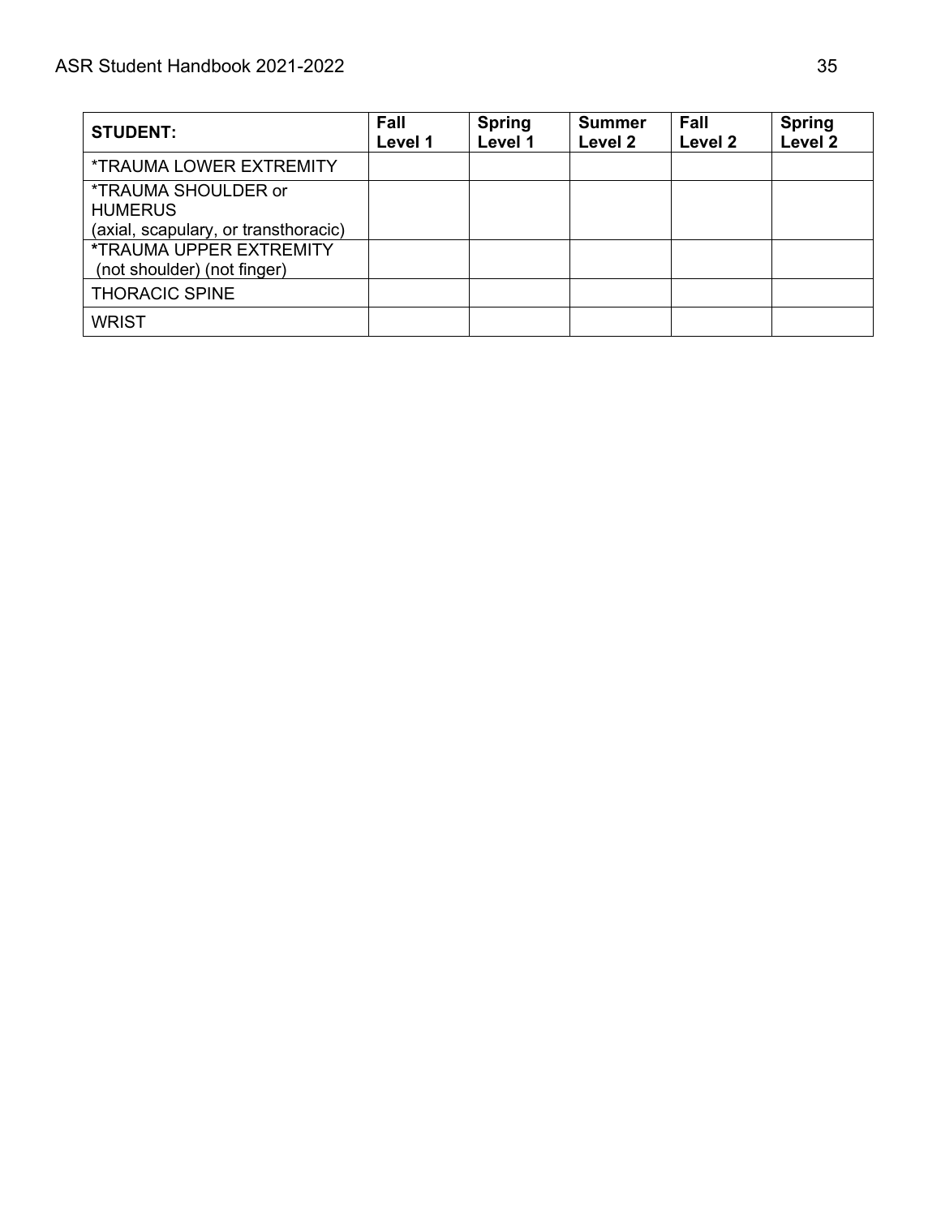| STUDENT: | Fall Level 1 | Spring Level 1 | Summer Level 2 | Fall Level 2 | Spring Level 2 |
|---|---|---|---|---|---|
| *TRAUMA LOWER EXTREMITY | | | | | |
| *TRAUMA SHOULDER or HUMERUS (axial, scapulary, or transthoracic) | | | | | |
| *TRAUMA UPPER EXTREMITY (not shoulder) (not finger) | | | | | |
| THORACIC SPINE | | | | | |
| WRIST | | | | | |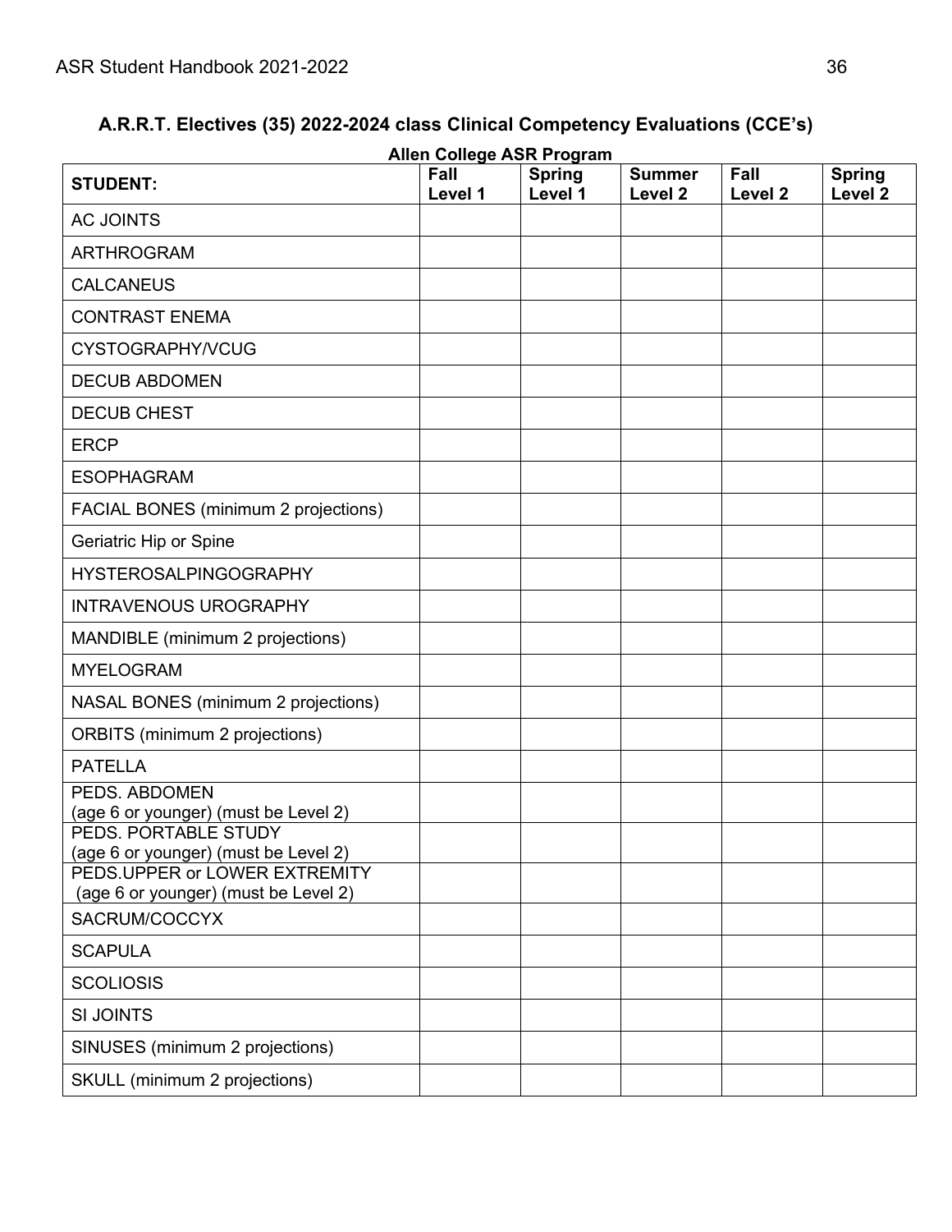## A.R.R.T. Electives (35) 2022-2024 class Clinical Competency Evaluations (CCE's)

**Allen College ASR Program**

| STUDENT: | Fall Level 1 | Spring Level 1 | Summer Level 2 | Fall Level 2 | Spring Level 2 |
|---|---|---|---|---|---|
| AC JOINTS | | | | | |
| ARTHROGRAM | | | | | |
| CALCANEUS | | | | | |
| CONTRAST ENEMA | | | | | |
| CYSTOGRAPHY/VCUG | | | | | |
| DECUB ABDOMEN | | | | | |
| DECUB CHEST | | | | | |
| ERCP | | | | | |
| ESOPHAGRAM | | | | | |
| FACIAL BONES (minimum 2 projections) | | | | | |
| Geriatric Hip or Spine | | | | | |
| HYSTEROSALPINGOGRAPHY | | | | | |
| INTRAVENOUS UROGRAPHY | | | | | |
| MANDIBLE (minimum 2 projections) | | | | | |
| MYELOGRAM | | | | | |
| NASAL BONES (minimum 2 projections) | | | | | |
| ORBITS (minimum 2 projections) | | | | | |
| PATELLA | | | | | |
| PEDS. ABDOMEN (age 6 or younger) (must be Level 2) | | | | | |
| PEDS. PORTABLE STUDY (age 6 or younger) (must be Level 2) | | | | | |
| PEDS.UPPER or LOWER EXTREMITY (age 6 or younger) (must be Level 2) | | | | | |
| SACRUM/COCCYX | | | | | |
| SCAPULA | | | | | |
| SCOLIOSIS | | | | | |
| SI JOINTS | | | | | |
| SINUSES (minimum 2 projections) | | | | | |
| SKULL (minimum 2 projections) | | | | | |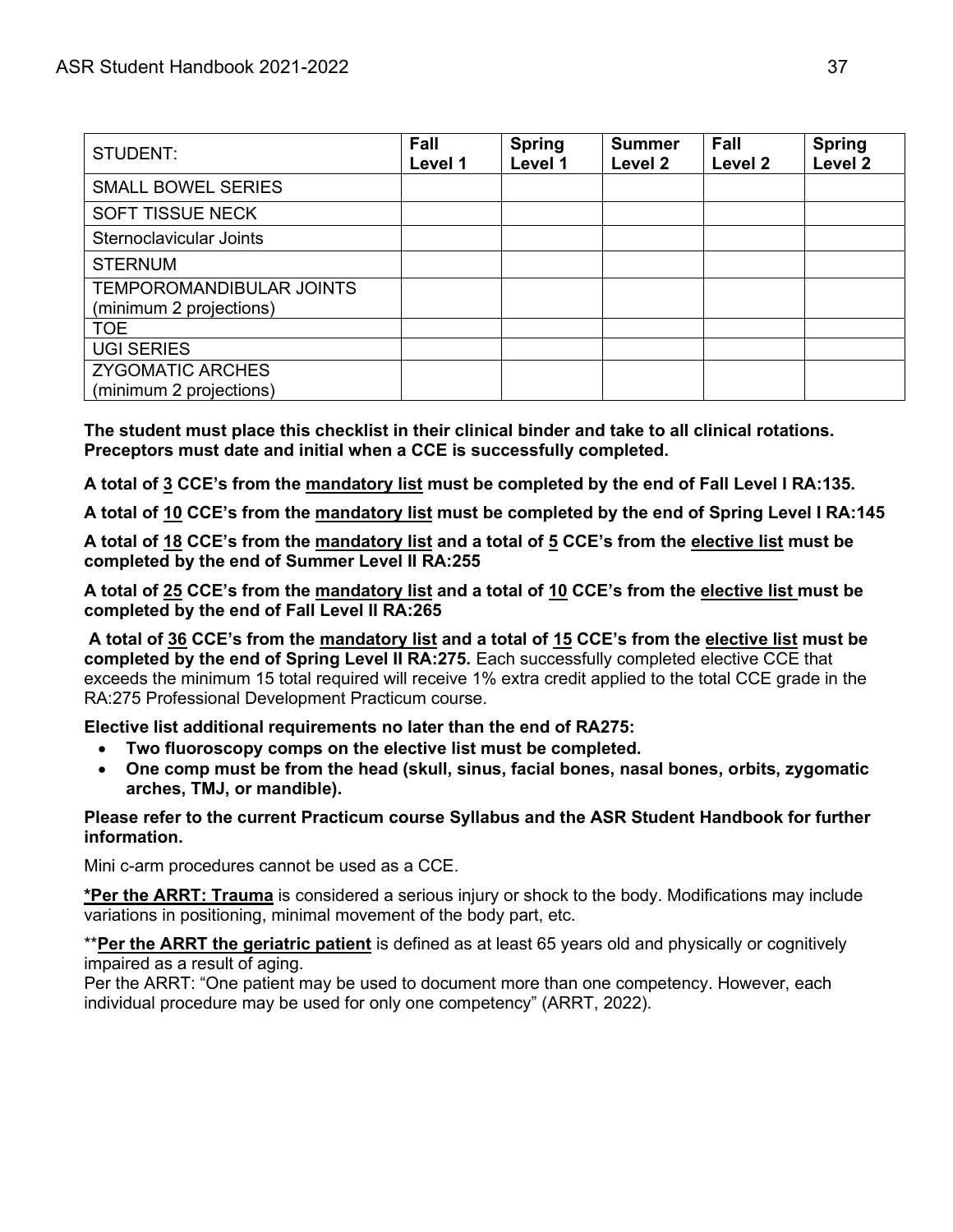| STUDENT: | Fall Level 1 | Spring Level 1 | Summer Level 2 | Fall Level 2 | Spring Level 2 |
|---|---|---|---|---|---|
| SMALL BOWEL SERIES | | | | | |
| SOFT TISSUE NECK | | | | | |
| Sternoclavicular Joints | | | | | |
| STERNUM | | | | | |
| TEMPOROMANDIBULAR JOINTS (minimum 2 projections) | | | | | |
| TOE | | | | | |
| UGI SERIES | | | | | |
| ZYGOMATIC ARCHES (minimum 2 projections) | | | | | |

**The student must place this checklist in their clinical binder and take to all clinical rotations. Preceptors must date and initial when a CCE is successfully completed.**

**A total of <u>3</u> CCE's from the <u>mandatory list</u> must be completed by the end of Fall Level I RA:135.**

**A total of <u>10</u> CCE's from the <u>mandatory list</u> must be completed by the end of Spring Level I RA:145**

**A total of <u>18</u> CCE's from the <u>mandatory list</u> and a total of <u>5</u> CCE's from the <u>elective list</u> must be completed by the end of Summer Level II RA:255**

**A total of <u>25</u> CCE's from the <u>mandatory list</u> and a total of <u>10</u> CCE's from the <u>elective list</u> must be completed by the end of Fall Level II RA:265**

**A total of <u>36</u> CCE's from the <u>mandatory list</u> and a total of <u>15</u> CCE's from the <u>elective list</u> must be completed by the end of Spring Level II RA:275.** Each successfully completed elective CCE that exceeds the minimum 15 total required will receive 1% extra credit applied to the total CCE grade in the RA:275 Professional Development Practicum course.

**Elective list additional requirements no later than the end of RA275:**

- **Two fluoroscopy comps on the elective list must be completed.**
- **One comp must be from the head (skull, sinus, facial bones, nasal bones, orbits, zygomatic arches, TMJ, or mandible).**

**Please refer to the current Practicum course Syllabus and the ASR Student Handbook for further information.**

Mini c-arm procedures cannot be used as a CCE.

<u>**\*Per the ARRT: Trauma**</u> is considered a serious injury or shock to the body. Modifications may include variations in positioning, minimal movement of the body part, etc.

\*\*<u>**Per the ARRT the geriatric patient**</u> is defined as at least 65 years old and physically or cognitively impaired as a result of aging.

Per the ARRT: "One patient may be used to document more than one competency. However, each individual procedure may be used for only one competency" (ARRT, 2022).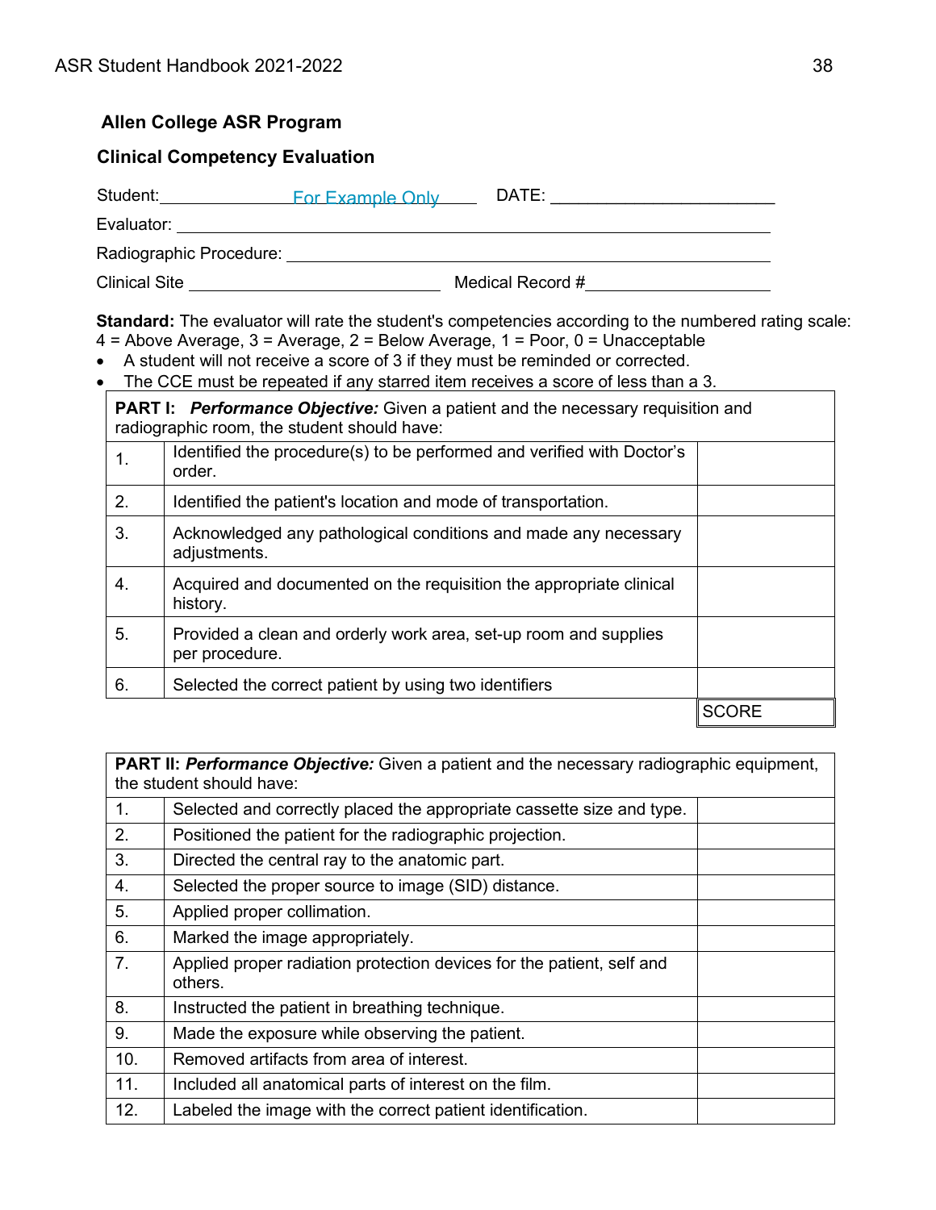**Allen College ASR Program**

**Clinical Competency Evaluation**

Student: For Example Only DATE: ________________________

Evaluator: ________________________________________________

Radiographic Procedure: ____________________________________

Clinical Site ________________________ Medical Record #__________________

**Standard:** The evaluator will rate the student's competencies according to the numbered rating scale:
4 = Above Average, 3 = Average, 2 = Below Average, 1 = Poor, 0 = Unacceptable

- A student will not receive a score of 3 if they must be reminded or corrected.
- The CCE must be repeated if any starred item receives a score of less than a 3.

| **PART I:** ***Performance Objective:*** Given a patient and the necessary requisition and radiographic room, the student should have: | | |
|---|---|---|
| 1. | Identified the procedure(s) to be performed and verified with Doctor's order. | |
| 2. | Identified the patient's location and mode of transportation. | |
| 3. | Acknowledged any pathological conditions and made any necessary adjustments. | |
| 4. | Acquired and documented on the requisition the appropriate clinical history. | |
| 5. | Provided a clean and orderly work area, set-up room and supplies per procedure. | |
| 6. | Selected the correct patient by using two identifiers | |
| | | SCORE |

| **PART II:** ***Performance Objective:*** Given a patient and the necessary radiographic equipment, the student should have: | | |
|---|---|---|
| 1. | Selected and correctly placed the appropriate cassette size and type. | |
| 2. | Positioned the patient for the radiographic projection. | |
| 3. | Directed the central ray to the anatomic part. | |
| 4. | Selected the proper source to image (SID) distance. | |
| 5. | Applied proper collimation. | |
| 6. | Marked the image appropriately. | |
| 7. | Applied proper radiation protection devices for the patient, self and others. | |
| 8. | Instructed the patient in breathing technique. | |
| 9. | Made the exposure while observing the patient. | |
| 10. | Removed artifacts from area of interest. | |
| 11. | Included all anatomical parts of interest on the film. | |
| 12. | Labeled the image with the correct patient identification. | |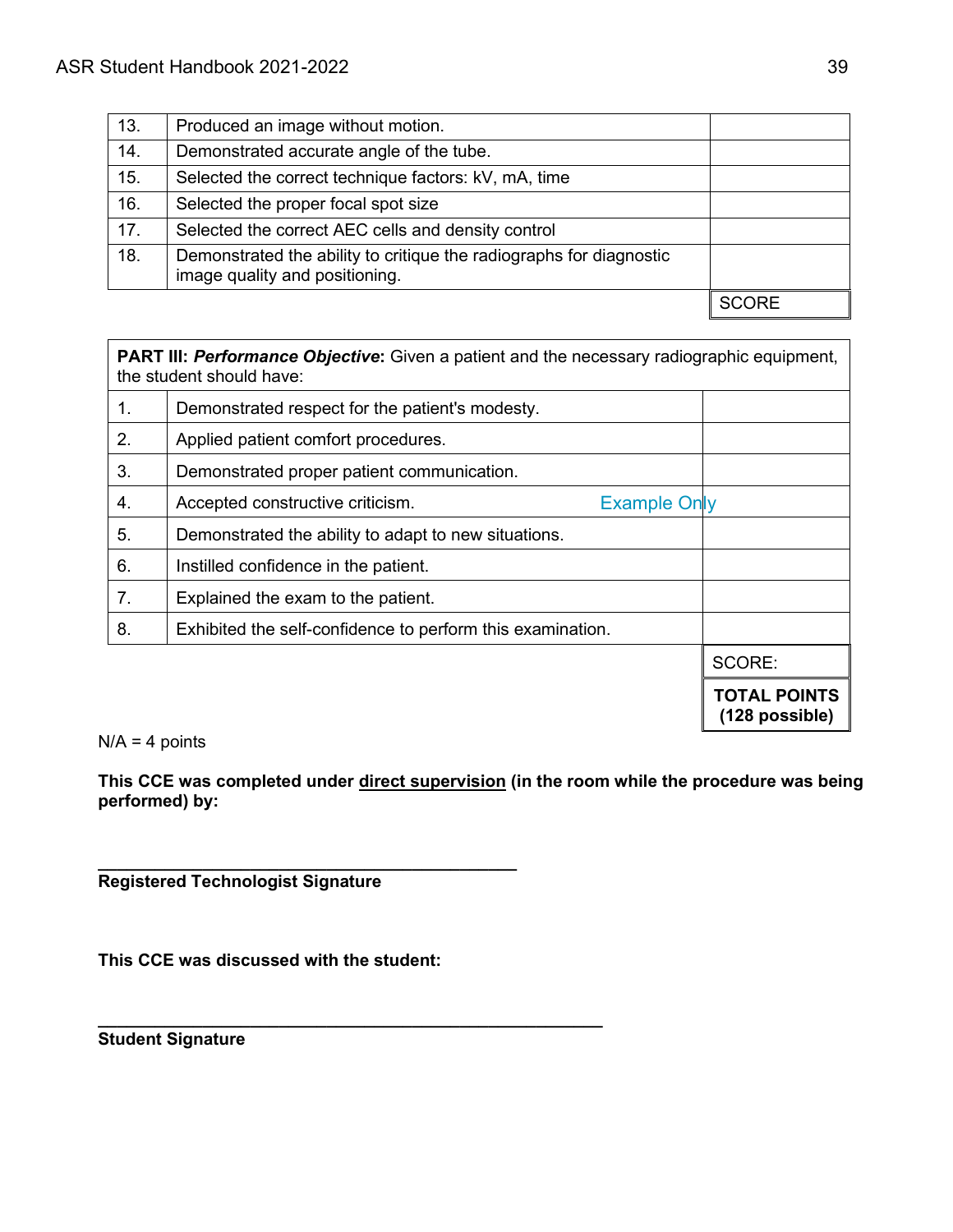| | | |
|---|---|---|
| 13. | Produced an image without motion. | |
| 14. | Demonstrated accurate angle of the tube. | |
| 15. | Selected the correct technique factors: kV, mA, time | |
| 16. | Selected the proper focal spot size | |
| 17. | Selected the correct AEC cells and density control | |
| 18. | Demonstrated the ability to critique the radiographs for diagnostic image quality and positioning. | |
| | | SCORE |

| **PART III:** ***Performance Objective*****:** Given a patient and the necessary radiographic equipment, the student should have: | | |
|---|---|---|
| 1. | Demonstrated respect for the patient's modesty. | |
| 2. | Applied patient comfort procedures. | |
| 3. | Demonstrated proper patient communication. | |
| 4. | Accepted constructive criticism. | |
| 5. | Demonstrated the ability to adapt to new situations. | |
| 6. | Instilled confidence in the patient. | |
| 7. | Explained the exam to the patient. | |
| 8. | Exhibited the self-confidence to perform this examination. | |
| | | SCORE: |
| | | **TOTAL POINTS (128 possible)** |

Example Only

N/A = 4 points

**This CCE was completed under <u>direct supervision</u> (in the room while the procedure was being performed) by:**

\_\_\_\_\_\_\_\_\_\_\_\_\_\_\_\_\_\_\_\_\_\_\_\_\_\_\_\_\_\_\_\_\_\_\_\_\_\_\_\_\_\_\_\_

**Registered Technologist Signature**

**This CCE was discussed with the student:**

\_\_\_\_\_\_\_\_\_\_\_\_\_\_\_\_\_\_\_\_\_\_\_\_\_\_\_\_\_\_\_\_\_\_\_\_\_\_\_\_\_\_\_\_\_\_\_\_\_\_\_\_

**Student Signature**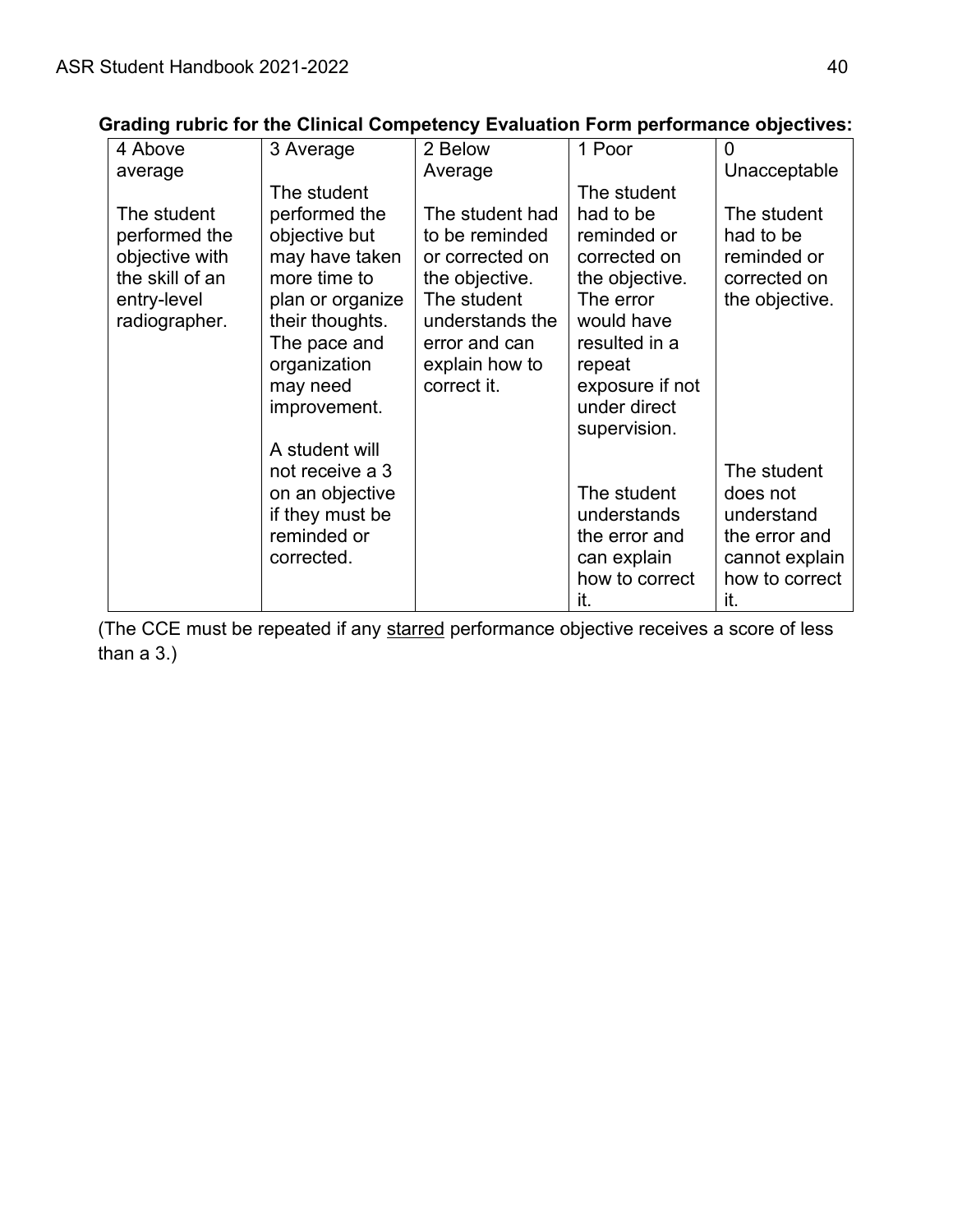**Grading rubric for the Clinical Competency Evaluation Form performance objectives:**

| 4 Above average | 3 Average | 2 Below Average | 1 Poor | 0 Unacceptable |
|---|---|---|---|---|
| The student performed the objective with the skill of an entry-level radiographer. | The student performed the objective but may have taken more time to plan or organize their thoughts. The pace and organization may need improvement.<br><br>A student will not receive a 3 on an objective if they must be reminded or corrected. | The student had to be reminded or corrected on the objective. The student understands the error and can explain how to correct it. | The student had to be reminded or corrected on the objective. The error would have resulted in a repeat exposure if not under direct supervision.<br><br>The student understands the error and can explain how to correct it. | The student had to be reminded or corrected on the objective.<br><br>The student does not understand the error and cannot explain how to correct it. |

(The CCE must be repeated if any <u>starred</u> performance objective receives a score of less than a 3.)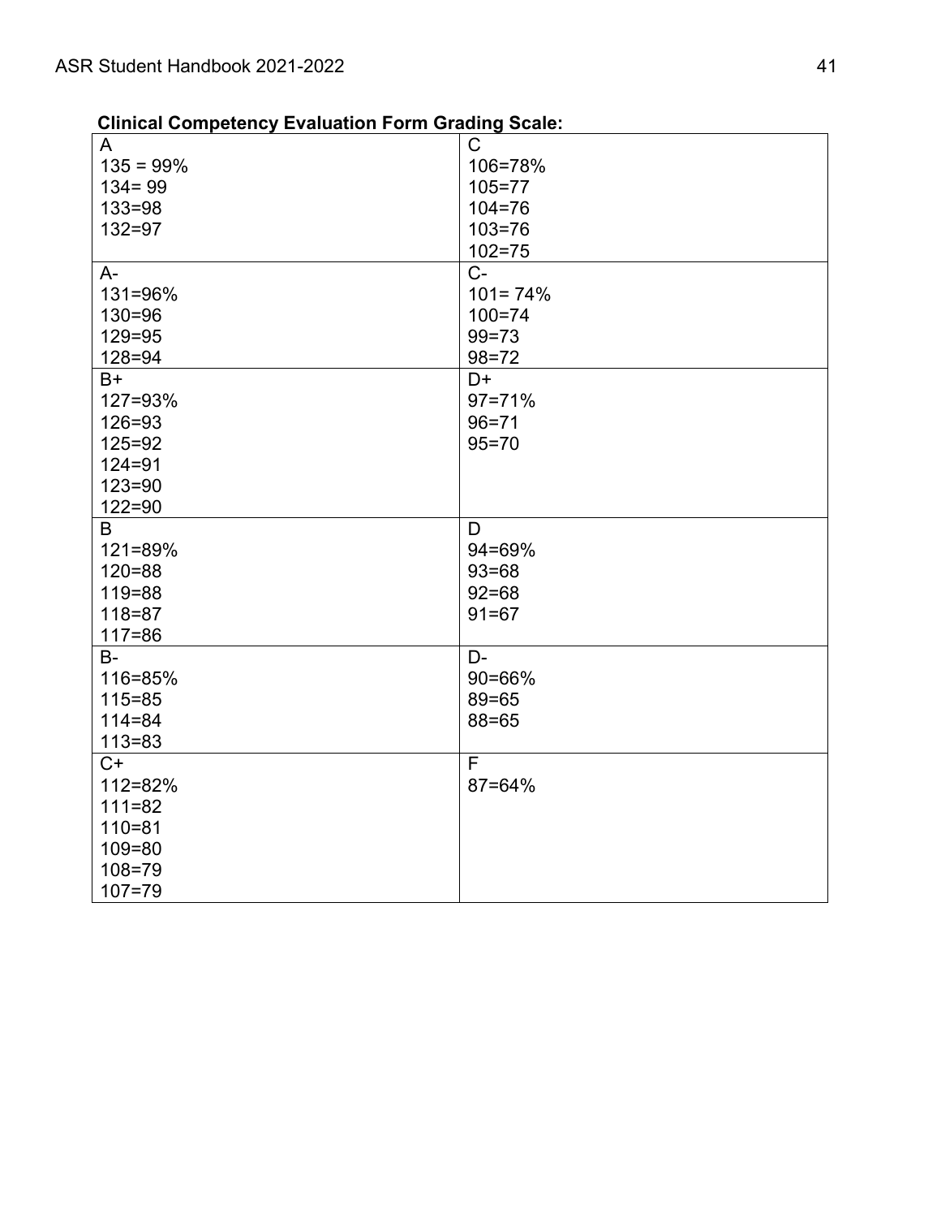**Clinical Competency Evaluation Form Grading Scale:**

| | |
|---|---|
| A<br>135 = 99%<br>134= 99<br>133=98<br>132=97 | C<br>106=78%<br>105=77<br>104=76<br>103=76<br>102=75 |
| A-<br>131=96%<br>130=96<br>129=95<br>128=94 | C-<br>101= 74%<br>100=74<br>99=73<br>98=72 |
| B+<br>127=93%<br>126=93<br>125=92<br>124=91<br>123=90<br>122=90 | D+<br>97=71%<br>96=71<br>95=70 |
| B<br>121=89%<br>120=88<br>119=88<br>118=87<br>117=86 | D<br>94=69%<br>93=68<br>92=68<br>91=67 |
| B-<br>116=85%<br>115=85<br>114=84<br>113=83 | D-<br>90=66%<br>89=65<br>88=65 |
| C+<br>112=82%<br>111=82<br>110=81<br>109=80<br>108=79<br>107=79 | F<br>87=64% |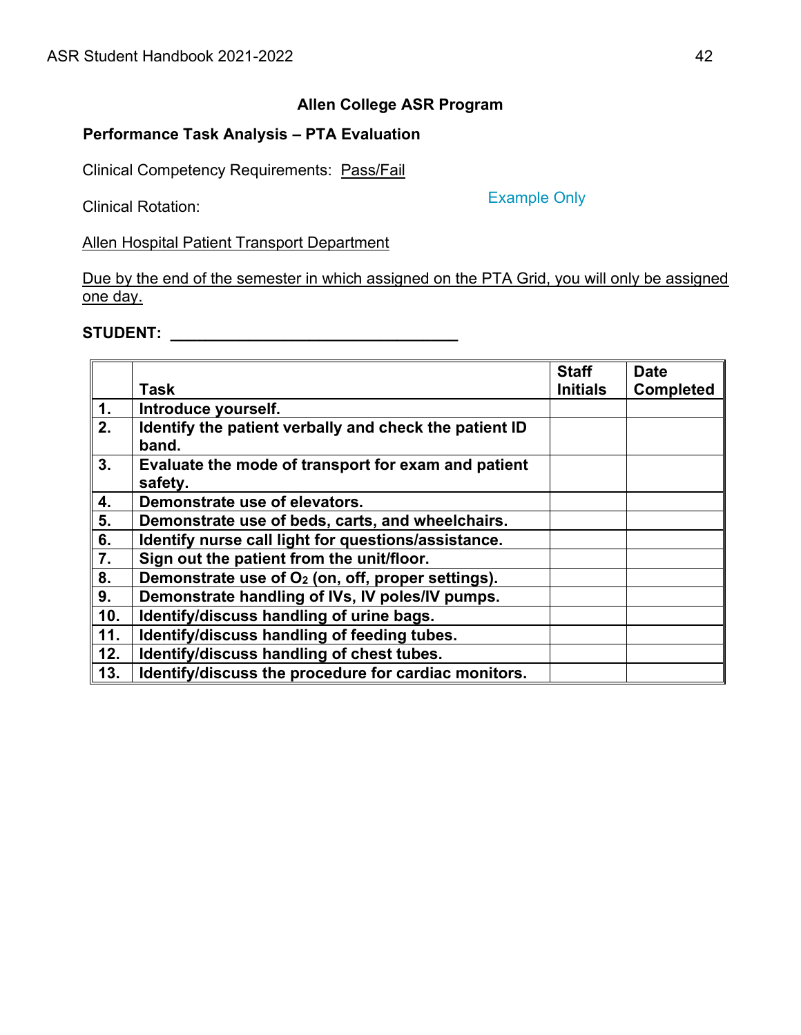## Allen College ASR Program

**Performance Task Analysis – PTA Evaluation**

Clinical Competency Requirements: Pass/Fail

Clinical Rotation:

Example Only

Allen Hospital Patient Transport Department

Due by the end of the semester in which assigned on the PTA Grid, you will only be assigned one day.

**STUDENT: _______________________________**

| | Task | Staff Initials | Date Completed |
|---|---|---|---|
| **1.** | **Introduce yourself.** | | |
| **2.** | **Identify the patient verbally and check the patient ID band.** | | |
| **3.** | **Evaluate the mode of transport for exam and patient safety.** | | |
| **4.** | **Demonstrate use of elevators.** | | |
| **5.** | **Demonstrate use of beds, carts, and wheelchairs.** | | |
| **6.** | **Identify nurse call light for questions/assistance.** | | |
| **7.** | **Sign out the patient from the unit/floor.** | | |
| **8.** | **Demonstrate use of $O_2$ (on, off, proper settings).** | | |
| **9.** | **Demonstrate handling of IVs, IV poles/IV pumps.** | | |
| **10.** | **Identify/discuss handling of urine bags.** | | |
| **11.** | **Identify/discuss handling of feeding tubes.** | | |
| **12.** | **Identify/discuss handling of chest tubes.** | | |
| **13.** | **Identify/discuss the procedure for cardiac monitors.** | | |